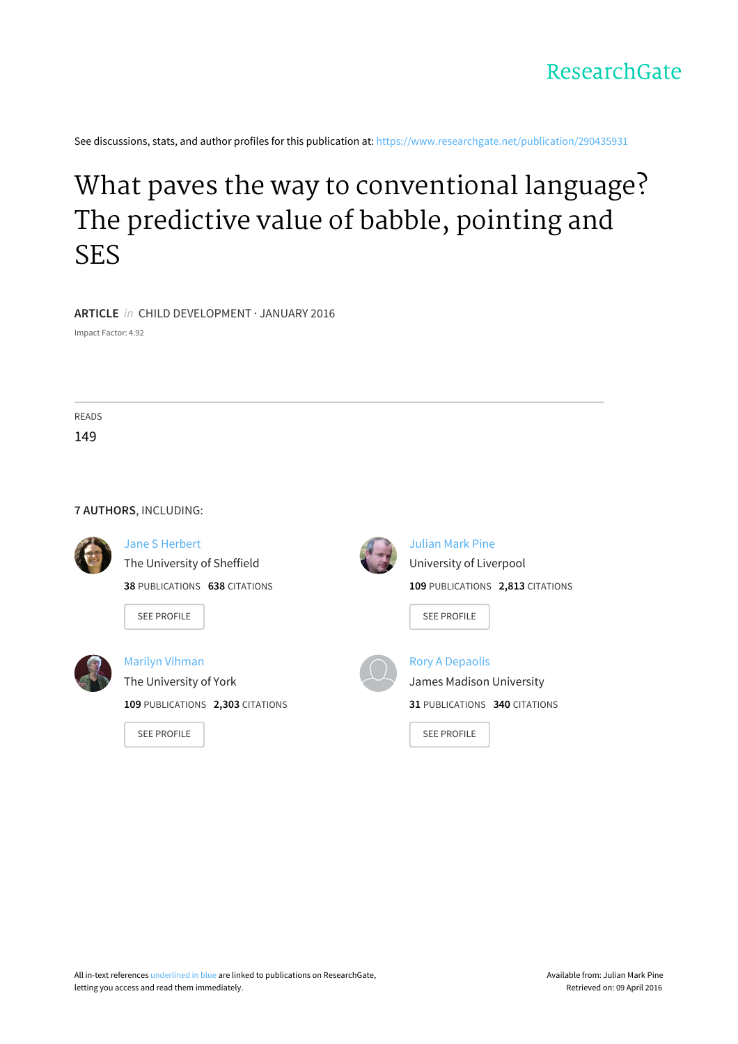ResearchGate

See discussions, stats, and author profiles for this publication at: https://www.researchgate.net/publication/290435931

# What paves the way to conventional language? The predictive value of babble, pointing and SES

**ARTICLE** *in* CHILD DEVELOPMENT · JANUARY 2016

Impact Factor: 4.92

READS

149

**7 AUTHORS**, INCLUDING:

Jane S Herbert
The University of Sheffield
**38** PUBLICATIONS **638** CITATIONS

SEE PROFILE

Julian Mark Pine
University of Liverpool
**109** PUBLICATIONS **2,813** CITATIONS

SEE PROFILE

Marilyn Vihman
The University of York
**109** PUBLICATIONS **2,303** CITATIONS

SEE PROFILE

Rory A Depaolis
James Madison University
**31** PUBLICATIONS **340** CITATIONS

SEE PROFILE

All in-text references underlined in blue are linked to publications on ResearchGate, letting you access and read them immediately.

Available from: Julian Mark Pine
Retrieved on: 09 April 2016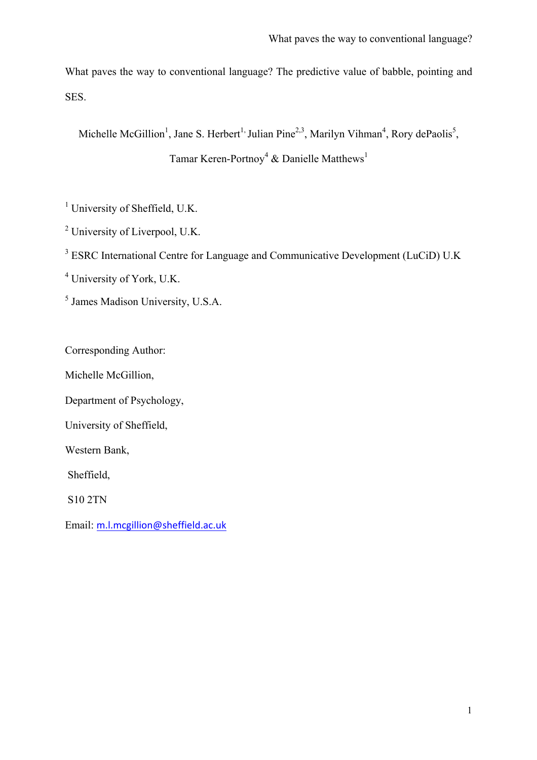# What paves the way to conventional language? The predictive value of babble, pointing and SES.

Michelle McGillion[1], Jane S. Herbert[1], Julian Pine[2,3], Marilyn Vihman[4], Rory dePaolis[5], Tamar Keren-Portnoy[4] & Danielle Matthews[1]

[1] University of Sheffield, U.K.

[2] University of Liverpool, U.K.

[3] ESRC International Centre for Language and Communicative Development (LuCiD) U.K

[4] University of York, U.K.

[5] James Madison University, U.S.A.

Corresponding Author:

Michelle McGillion,

Department of Psychology,

University of Sheffield,

Western Bank,

Sheffield,

S10 2TN

Email: m.l.mcgillion@sheffield.ac.uk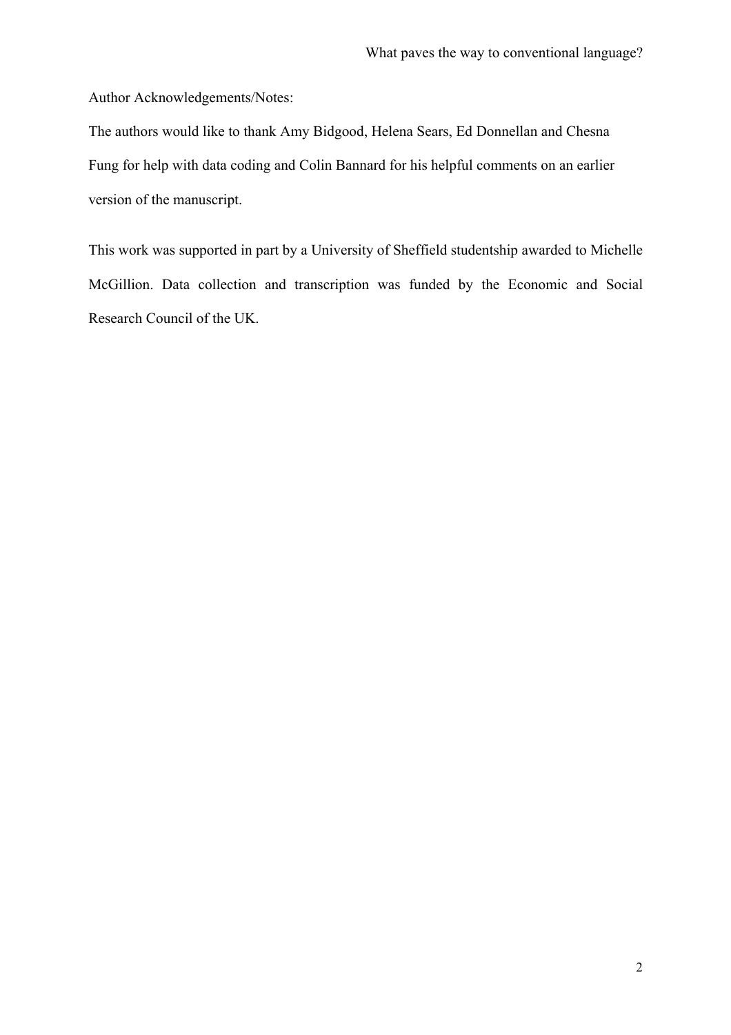Author Acknowledgements/Notes:

The authors would like to thank Amy Bidgood, Helena Sears, Ed Donnellan and Chesna Fung for help with data coding and Colin Bannard for his helpful comments on an earlier version of the manuscript.

This work was supported in part by a University of Sheffield studentship awarded to Michelle McGillion. Data collection and transcription was funded by the Economic and Social Research Council of the UK.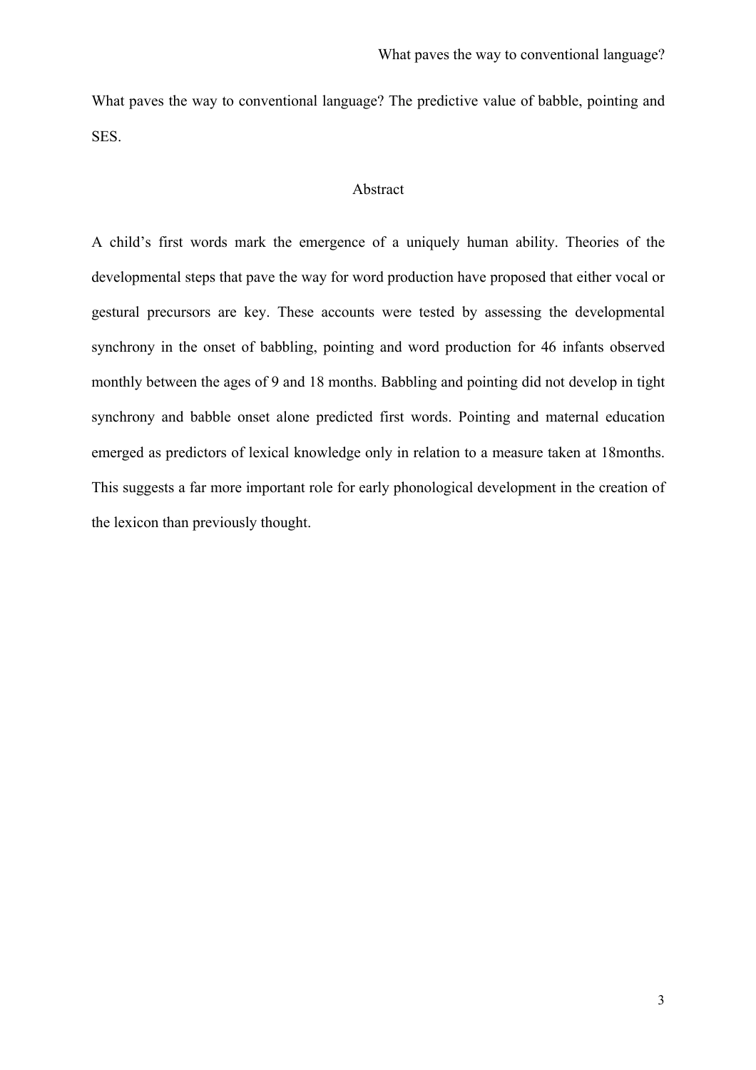What paves the way to conventional language? The predictive value of babble, pointing and SES.

## Abstract

A child's first words mark the emergence of a uniquely human ability. Theories of the developmental steps that pave the way for word production have proposed that either vocal or gestural precursors are key. These accounts were tested by assessing the developmental synchrony in the onset of babbling, pointing and word production for 46 infants observed monthly between the ages of 9 and 18 months. Babbling and pointing did not develop in tight synchrony and babble onset alone predicted first words. Pointing and maternal education emerged as predictors of lexical knowledge only in relation to a measure taken at 18months. This suggests a far more important role for early phonological development in the creation of the lexicon than previously thought.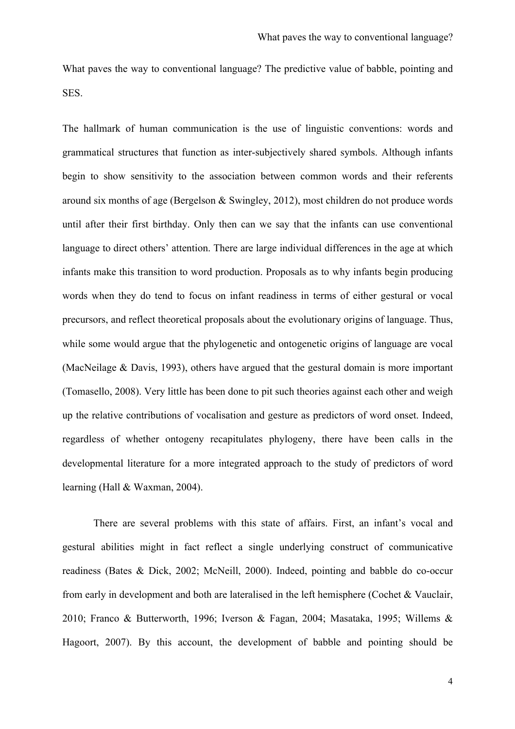What paves the way to conventional language? The predictive value of babble, pointing and SES.

The hallmark of human communication is the use of linguistic conventions: words and grammatical structures that function as inter-subjectively shared symbols. Although infants begin to show sensitivity to the association between common words and their referents around six months of age (Bergelson & Swingley, 2012), most children do not produce words until after their first birthday. Only then can we say that the infants can use conventional language to direct others' attention. There are large individual differences in the age at which infants make this transition to word production. Proposals as to why infants begin producing words when they do tend to focus on infant readiness in terms of either gestural or vocal precursors, and reflect theoretical proposals about the evolutionary origins of language. Thus, while some would argue that the phylogenetic and ontogenetic origins of language are vocal (MacNeilage & Davis, 1993), others have argued that the gestural domain is more important (Tomasello, 2008). Very little has been done to pit such theories against each other and weigh up the relative contributions of vocalisation and gesture as predictors of word onset. Indeed, regardless of whether ontogeny recapitulates phylogeny, there have been calls in the developmental literature for a more integrated approach to the study of predictors of word learning (Hall & Waxman, 2004).

There are several problems with this state of affairs. First, an infant's vocal and gestural abilities might in fact reflect a single underlying construct of communicative readiness (Bates & Dick, 2002; McNeill, 2000). Indeed, pointing and babble do co-occur from early in development and both are lateralised in the left hemisphere (Cochet & Vauclair, 2010; Franco & Butterworth, 1996; Iverson & Fagan, 2004; Masataka, 1995; Willems & Hagoort, 2007). By this account, the development of babble and pointing should be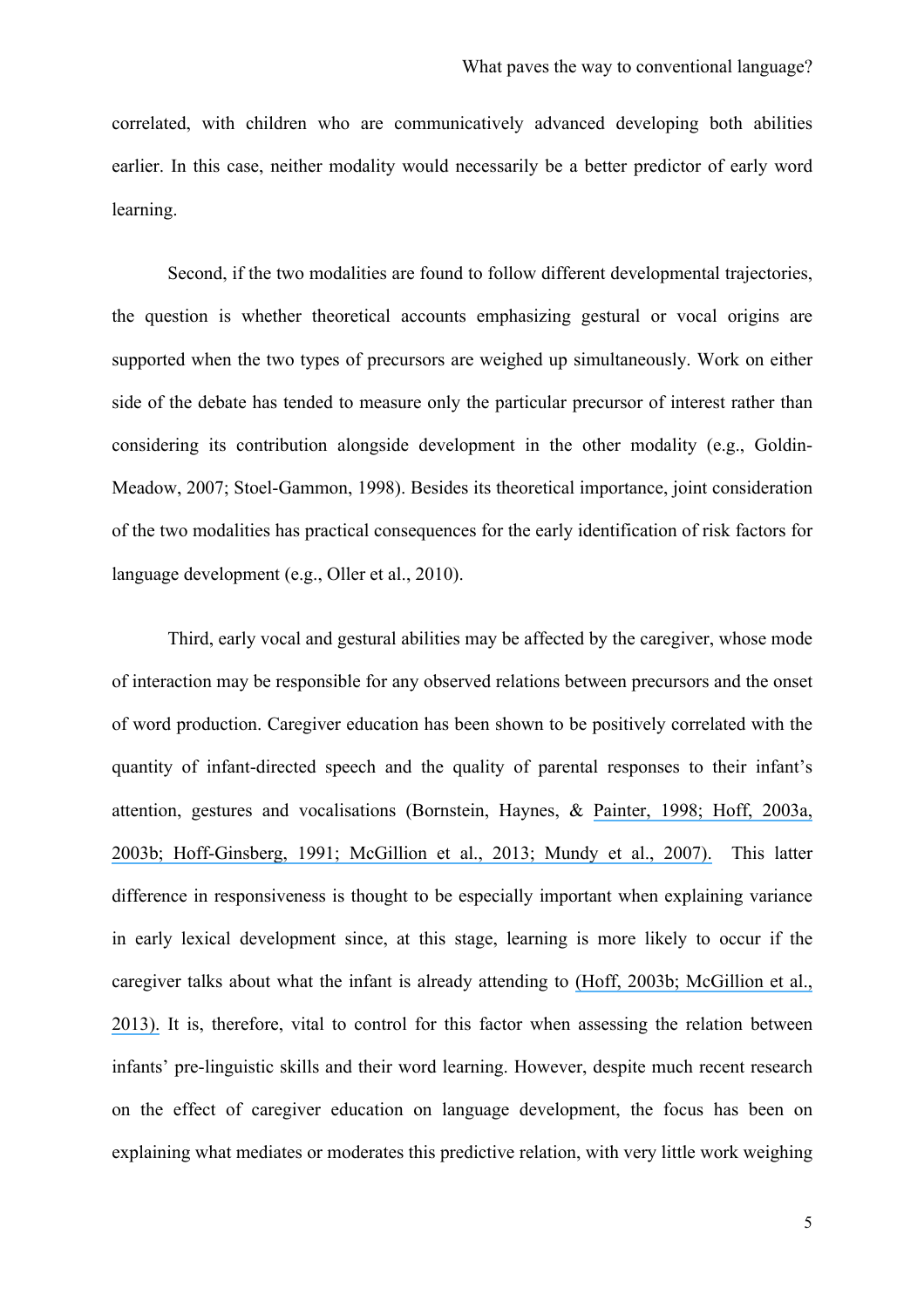correlated, with children who are communicatively advanced developing both abilities earlier. In this case, neither modality would necessarily be a better predictor of early word learning.

Second, if the two modalities are found to follow different developmental trajectories, the question is whether theoretical accounts emphasizing gestural or vocal origins are supported when the two types of precursors are weighed up simultaneously. Work on either side of the debate has tended to measure only the particular precursor of interest rather than considering its contribution alongside development in the other modality (e.g., Goldin-Meadow, 2007; Stoel-Gammon, 1998). Besides its theoretical importance, joint consideration of the two modalities has practical consequences for the early identification of risk factors for language development (e.g., Oller et al., 2010).

Third, early vocal and gestural abilities may be affected by the caregiver, whose mode of interaction may be responsible for any observed relations between precursors and the onset of word production. Caregiver education has been shown to be positively correlated with the quantity of infant-directed speech and the quality of parental responses to their infant's attention, gestures and vocalisations (Bornstein, Haynes, & Painter, 1998; Hoff, 2003a, 2003b; Hoff-Ginsberg, 1991; McGillion et al., 2013; Mundy et al., 2007). This latter difference in responsiveness is thought to be especially important when explaining variance in early lexical development since, at this stage, learning is more likely to occur if the caregiver talks about what the infant is already attending to (Hoff, 2003b; McGillion et al., 2013). It is, therefore, vital to control for this factor when assessing the relation between infants' pre-linguistic skills and their word learning. However, despite much recent research on the effect of caregiver education on language development, the focus has been on explaining what mediates or moderates this predictive relation, with very little work weighing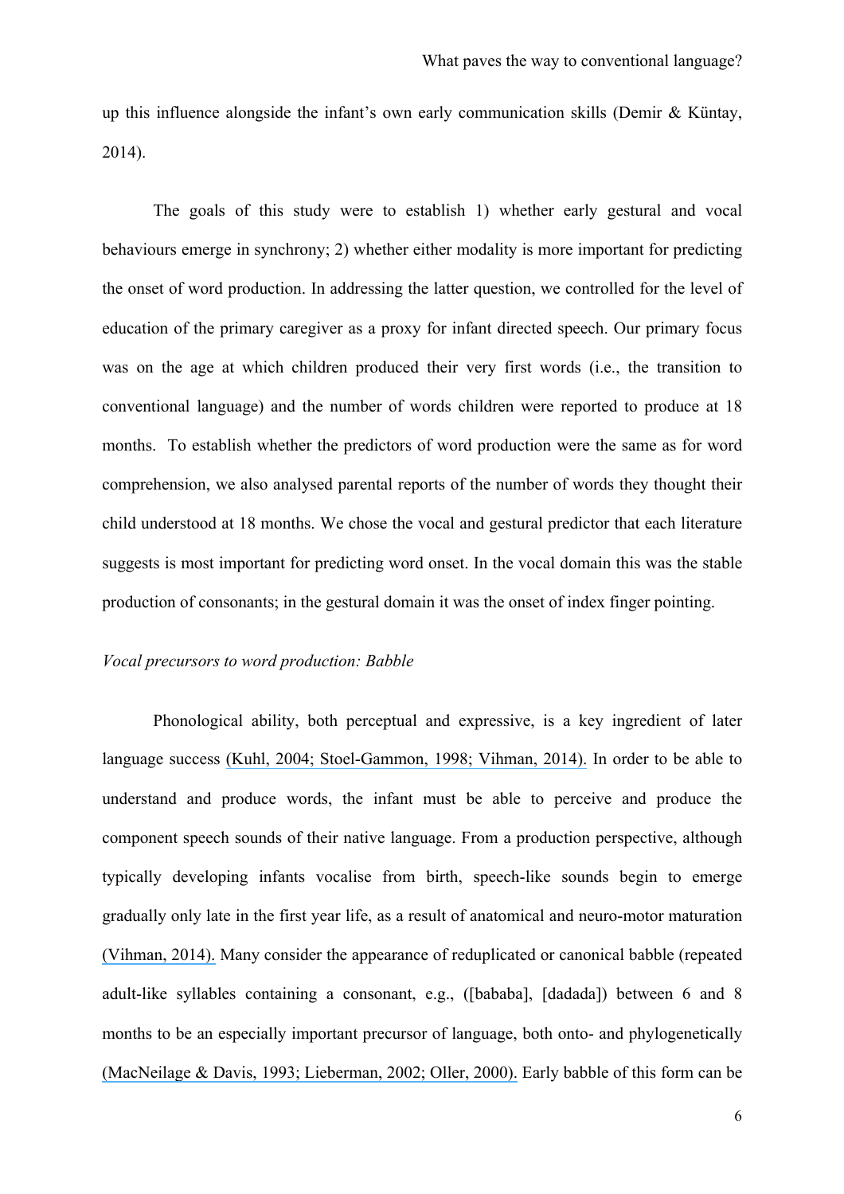up this influence alongside the infant's own early communication skills (Demir & Küntay, 2014).

The goals of this study were to establish 1) whether early gestural and vocal behaviours emerge in synchrony; 2) whether either modality is more important for predicting the onset of word production. In addressing the latter question, we controlled for the level of education of the primary caregiver as a proxy for infant directed speech. Our primary focus was on the age at which children produced their very first words (i.e., the transition to conventional language) and the number of words children were reported to produce at 18 months. To establish whether the predictors of word production were the same as for word comprehension, we also analysed parental reports of the number of words they thought their child understood at 18 months. We chose the vocal and gestural predictor that each literature suggests is most important for predicting word onset. In the vocal domain this was the stable production of consonants; in the gestural domain it was the onset of index finger pointing.

*Vocal precursors to word production: Babble*

Phonological ability, both perceptual and expressive, is a key ingredient of later language success (Kuhl, 2004; Stoel-Gammon, 1998; Vihman, 2014). In order to be able to understand and produce words, the infant must be able to perceive and produce the component speech sounds of their native language. From a production perspective, although typically developing infants vocalise from birth, speech-like sounds begin to emerge gradually only late in the first year life, as a result of anatomical and neuro-motor maturation (Vihman, 2014). Many consider the appearance of reduplicated or canonical babble (repeated adult-like syllables containing a consonant, e.g., ([bababa], [dadada]) between 6 and 8 months to be an especially important precursor of language, both onto- and phylogenetically (MacNeilage & Davis, 1993; Lieberman, 2002; Oller, 2000). Early babble of this form can be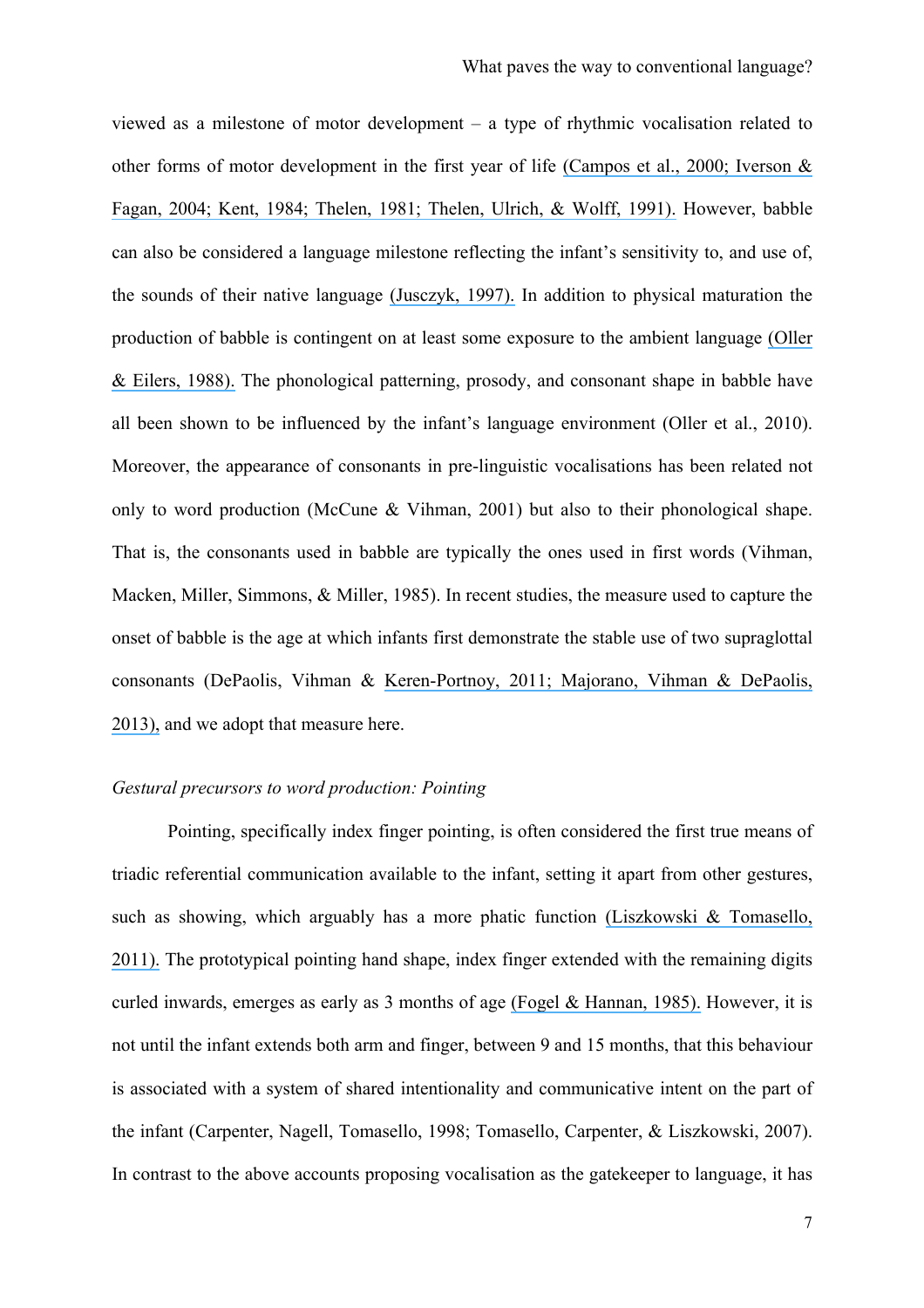viewed as a milestone of motor development – a type of rhythmic vocalisation related to other forms of motor development in the first year of life (Campos et al., 2000; Iverson & Fagan, 2004; Kent, 1984; Thelen, 1981; Thelen, Ulrich, & Wolff, 1991). However, babble can also be considered a language milestone reflecting the infant's sensitivity to, and use of, the sounds of their native language (Jusczyk, 1997). In addition to physical maturation the production of babble is contingent on at least some exposure to the ambient language (Oller & Eilers, 1988). The phonological patterning, prosody, and consonant shape in babble have all been shown to be influenced by the infant's language environment (Oller et al., 2010). Moreover, the appearance of consonants in pre-linguistic vocalisations has been related not only to word production (McCune & Vihman, 2001) but also to their phonological shape. That is, the consonants used in babble are typically the ones used in first words (Vihman, Macken, Miller, Simmons, & Miller, 1985). In recent studies, the measure used to capture the onset of babble is the age at which infants first demonstrate the stable use of two supraglottal consonants (DePaolis, Vihman & Keren-Portnoy, 2011; Majorano, Vihman & DePaolis, 2013), and we adopt that measure here.

### *Gestural precursors to word production: Pointing*

Pointing, specifically index finger pointing, is often considered the first true means of triadic referential communication available to the infant, setting it apart from other gestures, such as showing, which arguably has a more phatic function (Liszkowski & Tomasello, 2011). The prototypical pointing hand shape, index finger extended with the remaining digits curled inwards, emerges as early as 3 months of age (Fogel & Hannan, 1985). However, it is not until the infant extends both arm and finger, between 9 and 15 months, that this behaviour is associated with a system of shared intentionality and communicative intent on the part of the infant (Carpenter, Nagell, Tomasello, 1998; Tomasello, Carpenter, & Liszkowski, 2007). In contrast to the above accounts proposing vocalisation as the gatekeeper to language, it has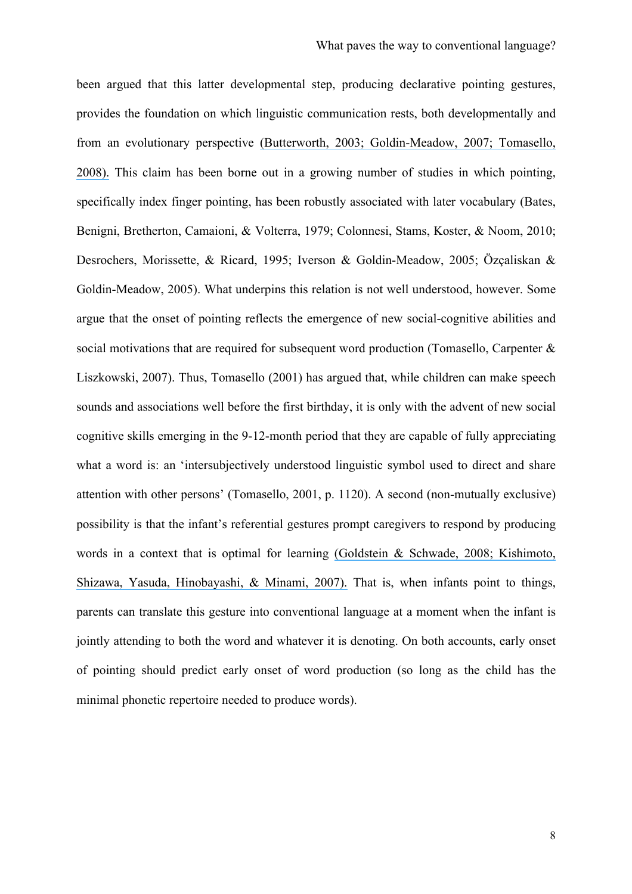been argued that this latter developmental step, producing declarative pointing gestures, provides the foundation on which linguistic communication rests, both developmentally and from an evolutionary perspective (Butterworth, 2003; Goldin-Meadow, 2007; Tomasello, 2008). This claim has been borne out in a growing number of studies in which pointing, specifically index finger pointing, has been robustly associated with later vocabulary (Bates, Benigni, Bretherton, Camaioni, & Volterra, 1979; Colonnesi, Stams, Koster, & Noom, 2010; Desrochers, Morissette, & Ricard, 1995; Iverson & Goldin-Meadow, 2005; Özçaliskan & Goldin-Meadow, 2005). What underpins this relation is not well understood, however. Some argue that the onset of pointing reflects the emergence of new social-cognitive abilities and social motivations that are required for subsequent word production (Tomasello, Carpenter & Liszkowski, 2007). Thus, Tomasello (2001) has argued that, while children can make speech sounds and associations well before the first birthday, it is only with the advent of new social cognitive skills emerging in the 9-12-month period that they are capable of fully appreciating what a word is: an 'intersubjectively understood linguistic symbol used to direct and share attention with other persons' (Tomasello, 2001, p. 1120). A second (non-mutually exclusive) possibility is that the infant's referential gestures prompt caregivers to respond by producing words in a context that is optimal for learning (Goldstein & Schwade, 2008; Kishimoto, Shizawa, Yasuda, Hinobayashi, & Minami, 2007). That is, when infants point to things, parents can translate this gesture into conventional language at a moment when the infant is jointly attending to both the word and whatever it is denoting. On both accounts, early onset of pointing should predict early onset of word production (so long as the child has the minimal phonetic repertoire needed to produce words).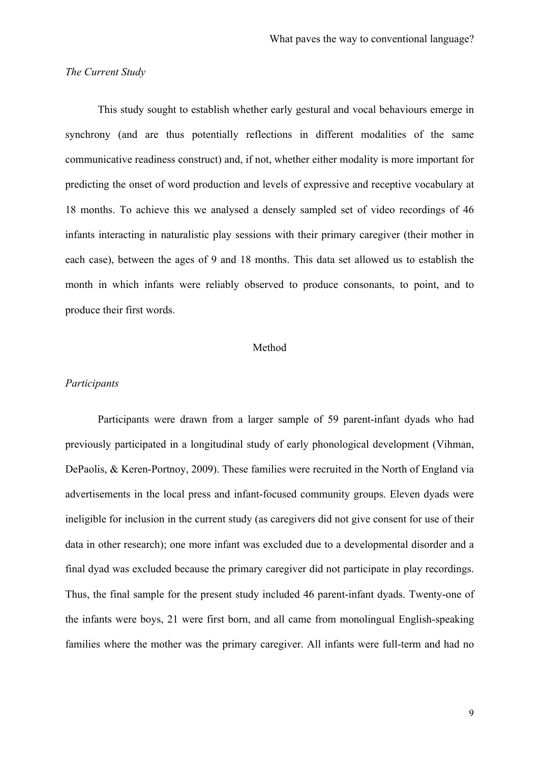*The Current Study*

This study sought to establish whether early gestural and vocal behaviours emerge in synchrony (and are thus potentially reflections in different modalities of the same communicative readiness construct) and, if not, whether either modality is more important for predicting the onset of word production and levels of expressive and receptive vocabulary at 18 months. To achieve this we analysed a densely sampled set of video recordings of 46 infants interacting in naturalistic play sessions with their primary caregiver (their mother in each case), between the ages of 9 and 18 months. This data set allowed us to establish the month in which infants were reliably observed to produce consonants, to point, and to produce their first words.

## Method

*Participants*

Participants were drawn from a larger sample of 59 parent-infant dyads who had previously participated in a longitudinal study of early phonological development (Vihman, DePaolis, & Keren-Portnoy, 2009). These families were recruited in the North of England via advertisements in the local press and infant-focused community groups. Eleven dyads were ineligible for inclusion in the current study (as caregivers did not give consent for use of their data in other research); one more infant was excluded due to a developmental disorder and a final dyad was excluded because the primary caregiver did not participate in play recordings. Thus, the final sample for the present study included 46 parent-infant dyads. Twenty-one of the infants were boys, 21 were first born, and all came from monolingual English-speaking families where the mother was the primary caregiver. All infants were full-term and had no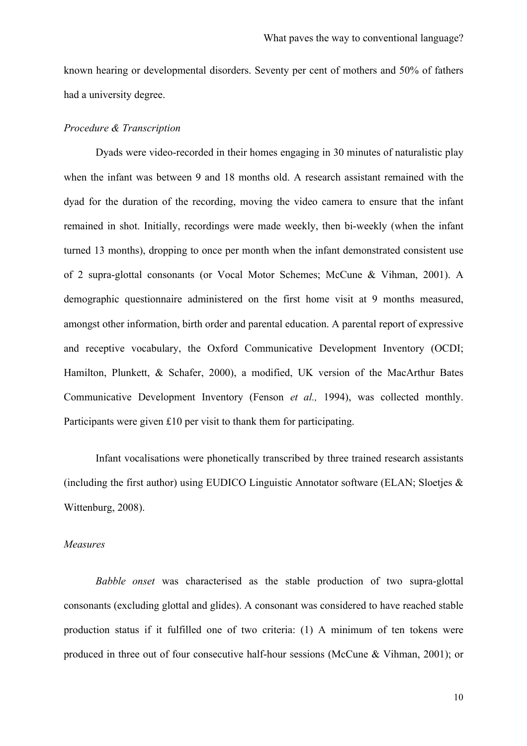known hearing or developmental disorders. Seventy per cent of mothers and 50% of fathers had a university degree.

*Procedure & Transcription*

Dyads were video-recorded in their homes engaging in 30 minutes of naturalistic play when the infant was between 9 and 18 months old. A research assistant remained with the dyad for the duration of the recording, moving the video camera to ensure that the infant remained in shot. Initially, recordings were made weekly, then bi-weekly (when the infant turned 13 months), dropping to once per month when the infant demonstrated consistent use of 2 supra-glottal consonants (or Vocal Motor Schemes; McCune & Vihman, 2001). A demographic questionnaire administered on the first home visit at 9 months measured, amongst other information, birth order and parental education. A parental report of expressive and receptive vocabulary, the Oxford Communicative Development Inventory (OCDI; Hamilton, Plunkett, & Schafer, 2000), a modified, UK version of the MacArthur Bates Communicative Development Inventory (Fenson *et al.,* 1994), was collected monthly. Participants were given £10 per visit to thank them for participating.

Infant vocalisations were phonetically transcribed by three trained research assistants (including the first author) using EUDICO Linguistic Annotator software (ELAN; Sloetjes & Wittenburg, 2008).

*Measures*

*Babble onset* was characterised as the stable production of two supra-glottal consonants (excluding glottal and glides). A consonant was considered to have reached stable production status if it fulfilled one of two criteria: (1) A minimum of ten tokens were produced in three out of four consecutive half-hour sessions (McCune & Vihman, 2001); or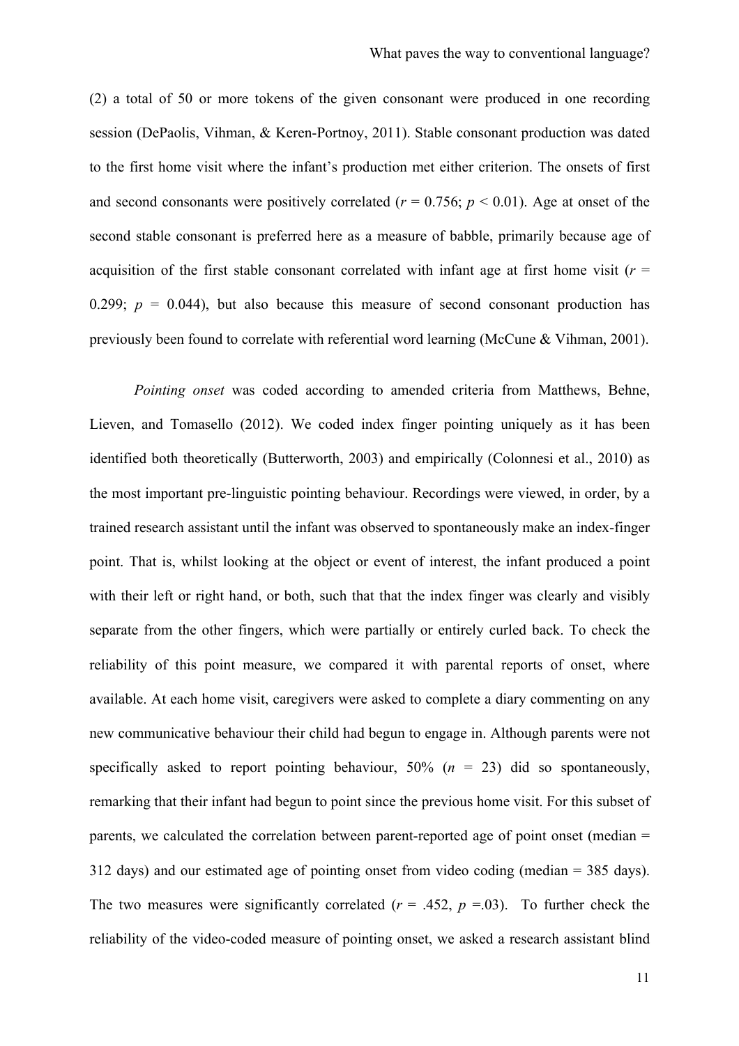(2) a total of 50 or more tokens of the given consonant were produced in one recording session (DePaolis, Vihman, & Keren-Portnoy, 2011). Stable consonant production was dated to the first home visit where the infant's production met either criterion. The onsets of first and second consonants were positively correlated ($r$ = 0.756; $p$ < 0.01). Age at onset of the second stable consonant is preferred here as a measure of babble, primarily because age of acquisition of the first stable consonant correlated with infant age at first home visit ($r$ = 0.299; $p$ = 0.044), but also because this measure of second consonant production has previously been found to correlate with referential word learning (McCune & Vihman, 2001).

*Pointing onset* was coded according to amended criteria from Matthews, Behne, Lieven, and Tomasello (2012). We coded index finger pointing uniquely as it has been identified both theoretically (Butterworth, 2003) and empirically (Colonnesi et al., 2010) as the most important pre-linguistic pointing behaviour. Recordings were viewed, in order, by a trained research assistant until the infant was observed to spontaneously make an index-finger point. That is, whilst looking at the object or event of interest, the infant produced a point with their left or right hand, or both, such that that the index finger was clearly and visibly separate from the other fingers, which were partially or entirely curled back. To check the reliability of this point measure, we compared it with parental reports of onset, where available. At each home visit, caregivers were asked to complete a diary commenting on any new communicative behaviour their child had begun to engage in. Although parents were not specifically asked to report pointing behaviour, 50% ($n$ = 23) did so spontaneously, remarking that their infant had begun to point since the previous home visit. For this subset of parents, we calculated the correlation between parent-reported age of point onset (median = 312 days) and our estimated age of pointing onset from video coding (median = 385 days). The two measures were significantly correlated ($r$ = .452, $p$ =.03). To further check the reliability of the video-coded measure of pointing onset, we asked a research assistant blind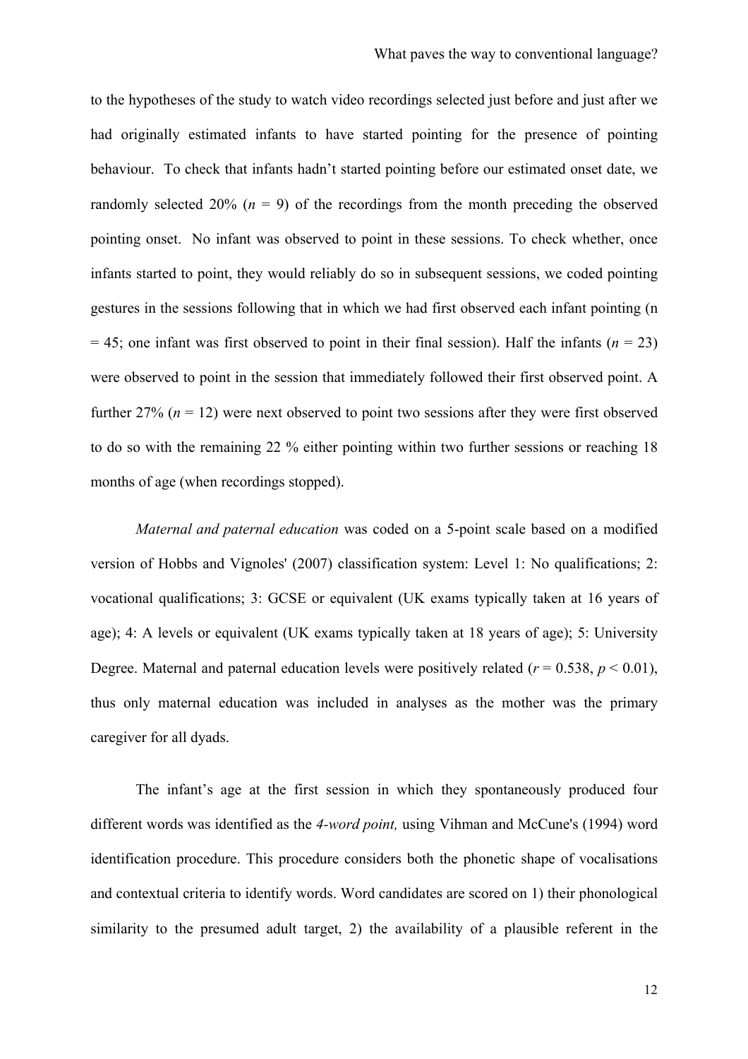to the hypotheses of the study to watch video recordings selected just before and just after we had originally estimated infants to have started pointing for the presence of pointing behaviour. To check that infants hadn't started pointing before our estimated onset date, we randomly selected 20% (*n* = 9) of the recordings from the month preceding the observed pointing onset. No infant was observed to point in these sessions. To check whether, once infants started to point, they would reliably do so in subsequent sessions, we coded pointing gestures in the sessions following that in which we had first observed each infant pointing (n = 45; one infant was first observed to point in their final session). Half the infants (*n* = 23) were observed to point in the session that immediately followed their first observed point. A further 27% (*n* = 12) were next observed to point two sessions after they were first observed to do so with the remaining 22 % either pointing within two further sessions or reaching 18 months of age (when recordings stopped).

*Maternal and paternal education* was coded on a 5-point scale based on a modified version of Hobbs and Vignoles' (2007) classification system: Level 1: No qualifications; 2: vocational qualifications; 3: GCSE or equivalent (UK exams typically taken at 16 years of age); 4: A levels or equivalent (UK exams typically taken at 18 years of age); 5: University Degree. Maternal and paternal education levels were positively related ($r$ = 0.538, $p$ < 0.01), thus only maternal education was included in analyses as the mother was the primary caregiver for all dyads.

The infant's age at the first session in which they spontaneously produced four different words was identified as the *4-word point,* using Vihman and McCune's (1994) word identification procedure. This procedure considers both the phonetic shape of vocalisations and contextual criteria to identify words. Word candidates are scored on 1) their phonological similarity to the presumed adult target, 2) the availability of a plausible referent in the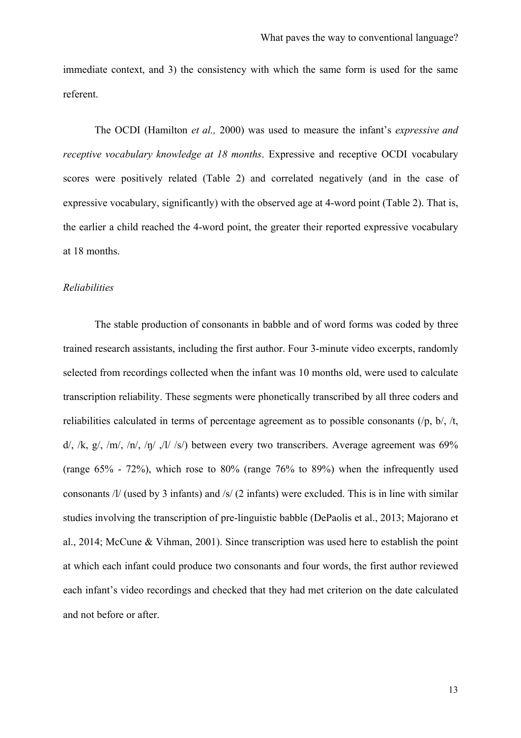immediate context, and 3) the consistency with which the same form is used for the same referent.

The OCDI (Hamilton *et al.,* 2000) was used to measure the infant's *expressive and receptive vocabulary knowledge at 18 months*. Expressive and receptive OCDI vocabulary scores were positively related (Table 2) and correlated negatively (and in the case of expressive vocabulary, significantly) with the observed age at 4-word point (Table 2). That is, the earlier a child reached the 4-word point, the greater their reported expressive vocabulary at 18 months.

*Reliabilities*

The stable production of consonants in babble and of word forms was coded by three trained research assistants, including the first author. Four 3-minute video excerpts, randomly selected from recordings collected when the infant was 10 months old, were used to calculate transcription reliability. These segments were phonetically transcribed by all three coders and reliabilities calculated in terms of percentage agreement as to possible consonants (/p, b/, /t, d/, /k, g/, /m/, /n/, /ŋ/ ,/l/ /s/) between every two transcribers. Average agreement was 69% (range 65% - 72%), which rose to 80% (range 76% to 89%) when the infrequently used consonants /l/ (used by 3 infants) and /s/ (2 infants) were excluded. This is in line with similar studies involving the transcription of pre-linguistic babble (DePaolis et al., 2013; Majorano et al., 2014; McCune & Vihman, 2001). Since transcription was used here to establish the point at which each infant could produce two consonants and four words, the first author reviewed each infant's video recordings and checked that they had met criterion on the date calculated and not before or after.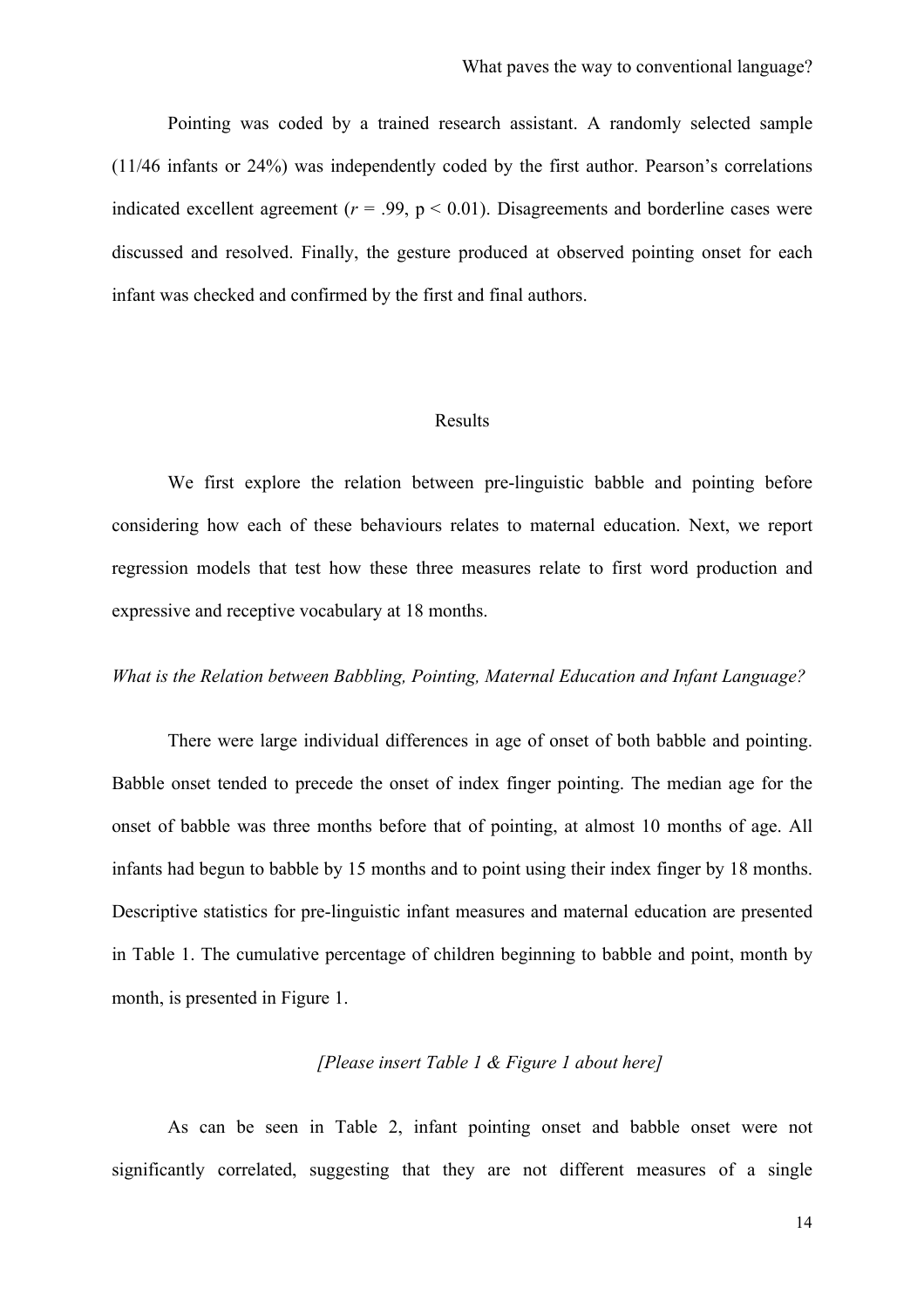Pointing was coded by a trained research assistant. A randomly selected sample (11/46 infants or 24%) was independently coded by the first author. Pearson's correlations indicated excellent agreement ($r = .99$, $p < 0.01$). Disagreements and borderline cases were discussed and resolved. Finally, the gesture produced at observed pointing onset for each infant was checked and confirmed by the first and final authors.

## Results

We first explore the relation between pre-linguistic babble and pointing before considering how each of these behaviours relates to maternal education. Next, we report regression models that test how these three measures relate to first word production and expressive and receptive vocabulary at 18 months.

### *What is the Relation between Babbling, Pointing, Maternal Education and Infant Language?*

There were large individual differences in age of onset of both babble and pointing. Babble onset tended to precede the onset of index finger pointing. The median age for the onset of babble was three months before that of pointing, at almost 10 months of age. All infants had begun to babble by 15 months and to point using their index finger by 18 months. Descriptive statistics for pre-linguistic infant measures and maternal education are presented in Table 1. The cumulative percentage of children beginning to babble and point, month by month, is presented in Figure 1.

*[Please insert Table 1 & Figure 1 about here]*

As can be seen in Table 2, infant pointing onset and babble onset were not significantly correlated, suggesting that they are not different measures of a single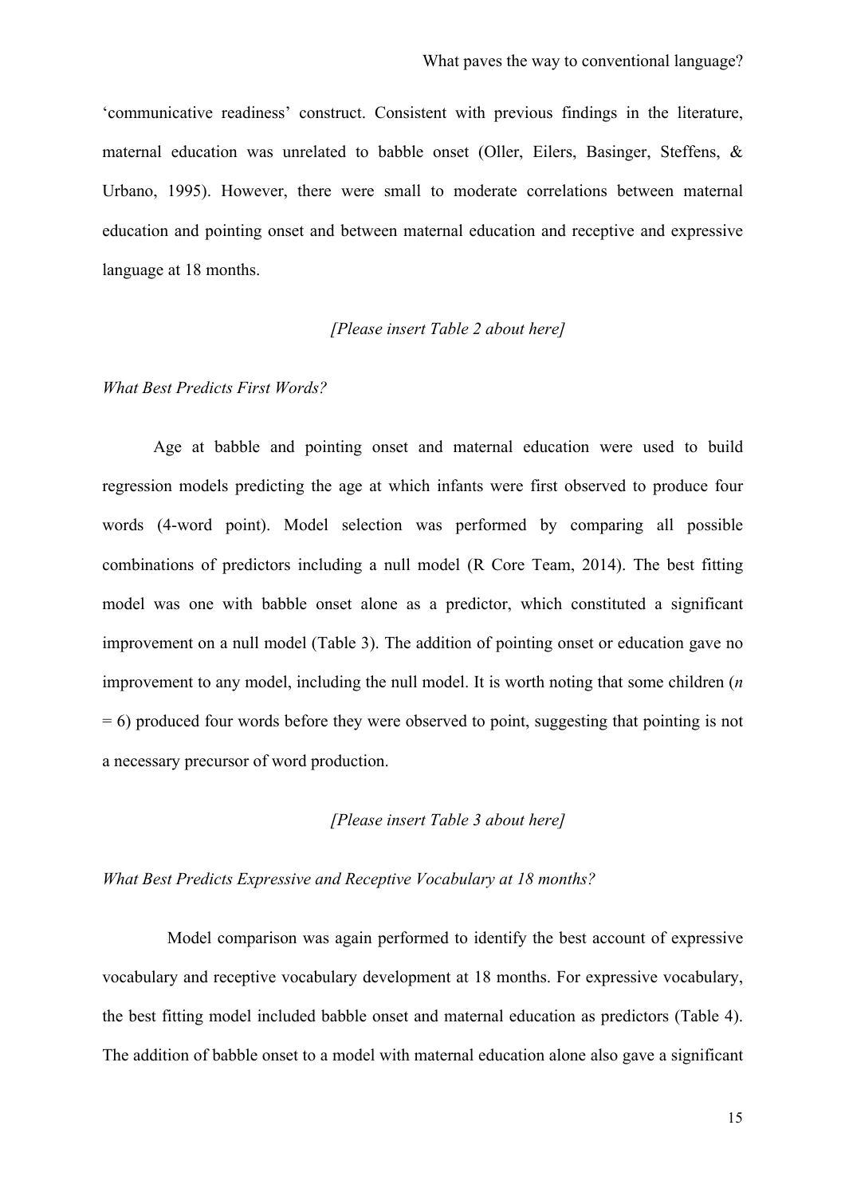'communicative readiness' construct. Consistent with previous findings in the literature, maternal education was unrelated to babble onset (Oller, Eilers, Basinger, Steffens, & Urbano, 1995). However, there were small to moderate correlations between maternal education and pointing onset and between maternal education and receptive and expressive language at 18 months.

*[Please insert Table 2 about here]*

*What Best Predicts First Words?*

Age at babble and pointing onset and maternal education were used to build regression models predicting the age at which infants were first observed to produce four words (4-word point). Model selection was performed by comparing all possible combinations of predictors including a null model (R Core Team, 2014). The best fitting model was one with babble onset alone as a predictor, which constituted a significant improvement on a null model (Table 3). The addition of pointing onset or education gave no improvement to any model, including the null model. It is worth noting that some children (*n* = 6) produced four words before they were observed to point, suggesting that pointing is not a necessary precursor of word production.

*[Please insert Table 3 about here]*

*What Best Predicts Expressive and Receptive Vocabulary at 18 months?*

Model comparison was again performed to identify the best account of expressive vocabulary and receptive vocabulary development at 18 months. For expressive vocabulary, the best fitting model included babble onset and maternal education as predictors (Table 4). The addition of babble onset to a model with maternal education alone also gave a significant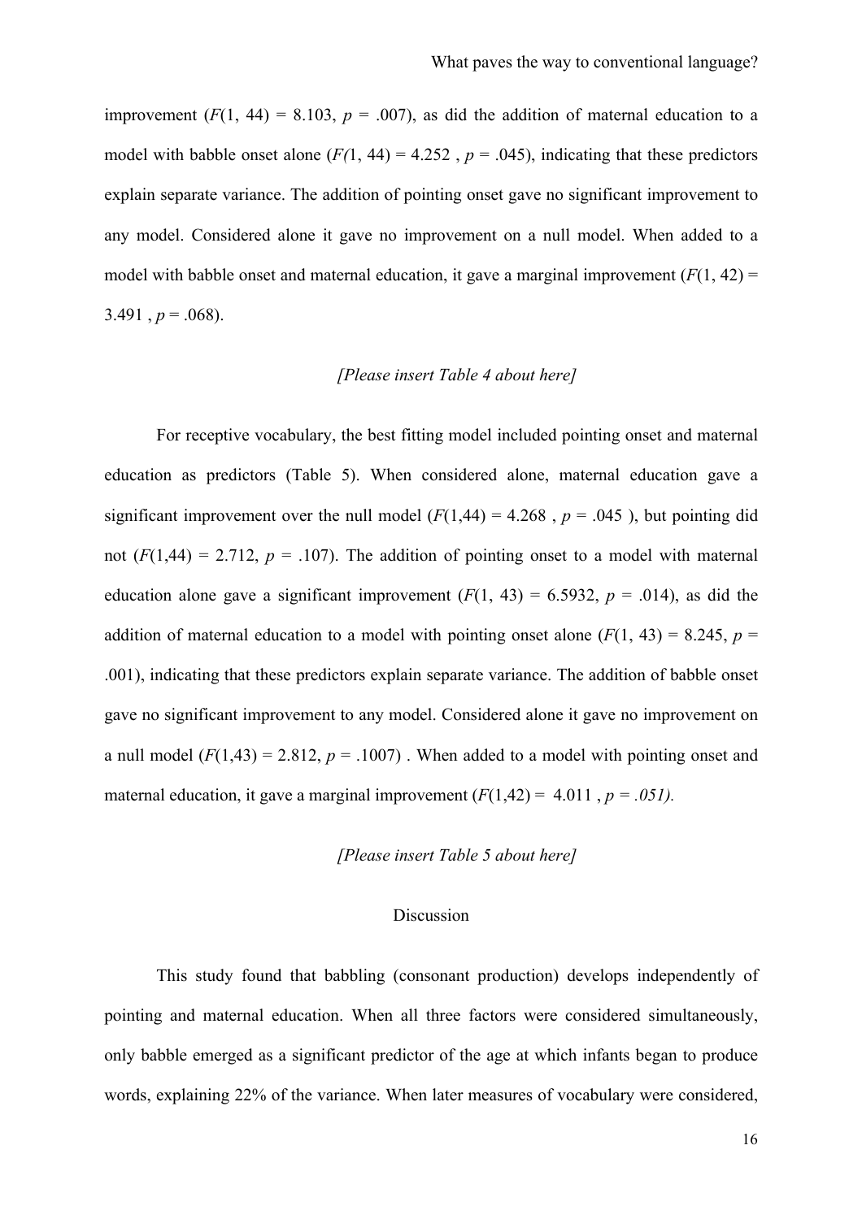improvement ($F(1, 44) = 8.103$, $p = .007$), as did the addition of maternal education to a model with babble onset alone ($F(1, 44) = 4.252$ , $p = .045$), indicating that these predictors explain separate variance. The addition of pointing onset gave no significant improvement to any model. Considered alone it gave no improvement on a null model. When added to a model with babble onset and maternal education, it gave a marginal improvement ($F(1, 42) = 3.491$ , $p = .068$).

*[Please insert Table 4 about here]*

For receptive vocabulary, the best fitting model included pointing onset and maternal education as predictors (Table 5). When considered alone, maternal education gave a significant improvement over the null model ($F(1,44) = 4.268$ , $p = .045$ ), but pointing did not ($F(1,44) = 2.712$, $p = .107$). The addition of pointing onset to a model with maternal education alone gave a significant improvement ($F(1, 43) = 6.5932$, $p = .014$), as did the addition of maternal education to a model with pointing onset alone ($F(1, 43) = 8.245$, $p = .001$), indicating that these predictors explain separate variance. The addition of babble onset gave no significant improvement to any model. Considered alone it gave no improvement on a null model ($F(1,43) = 2.812$, $p = .1007$) . When added to a model with pointing onset and maternal education, it gave a marginal improvement ($F(1,42) = 4.011$ , $p = .051$).

*[Please insert Table 5 about here]*

## Discussion

This study found that babbling (consonant production) develops independently of pointing and maternal education. When all three factors were considered simultaneously, only babble emerged as a significant predictor of the age at which infants began to produce words, explaining 22% of the variance. When later measures of vocabulary were considered,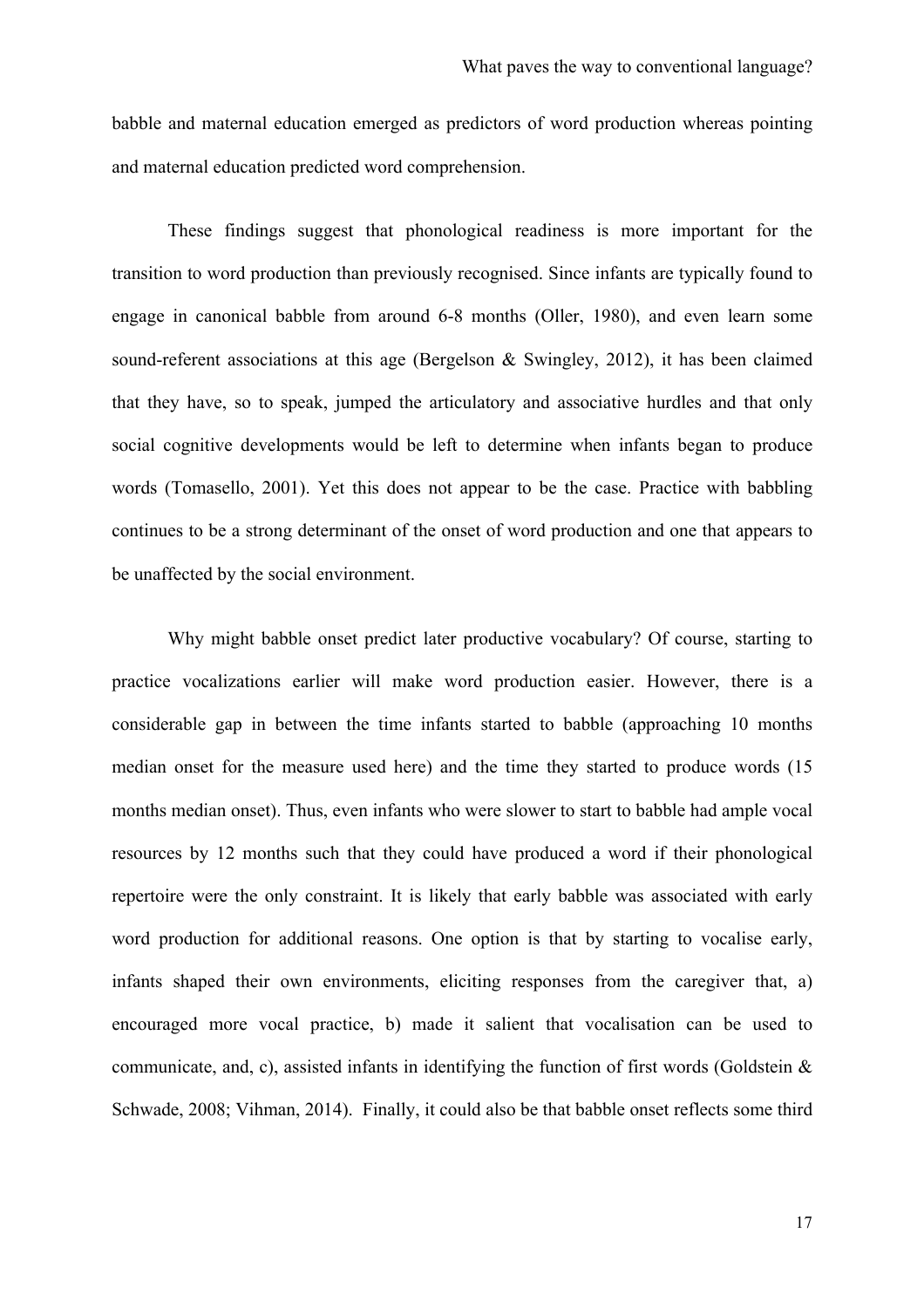babble and maternal education emerged as predictors of word production whereas pointing and maternal education predicted word comprehension.

These findings suggest that phonological readiness is more important for the transition to word production than previously recognised. Since infants are typically found to engage in canonical babble from around 6-8 months (Oller, 1980), and even learn some sound-referent associations at this age (Bergelson & Swingley, 2012), it has been claimed that they have, so to speak, jumped the articulatory and associative hurdles and that only social cognitive developments would be left to determine when infants began to produce words (Tomasello, 2001). Yet this does not appear to be the case. Practice with babbling continues to be a strong determinant of the onset of word production and one that appears to be unaffected by the social environment.

Why might babble onset predict later productive vocabulary? Of course, starting to practice vocalizations earlier will make word production easier. However, there is a considerable gap in between the time infants started to babble (approaching 10 months median onset for the measure used here) and the time they started to produce words (15 months median onset). Thus, even infants who were slower to start to babble had ample vocal resources by 12 months such that they could have produced a word if their phonological repertoire were the only constraint. It is likely that early babble was associated with early word production for additional reasons. One option is that by starting to vocalise early, infants shaped their own environments, eliciting responses from the caregiver that, a) encouraged more vocal practice, b) made it salient that vocalisation can be used to communicate, and, c), assisted infants in identifying the function of first words (Goldstein & Schwade, 2008; Vihman, 2014). Finally, it could also be that babble onset reflects some third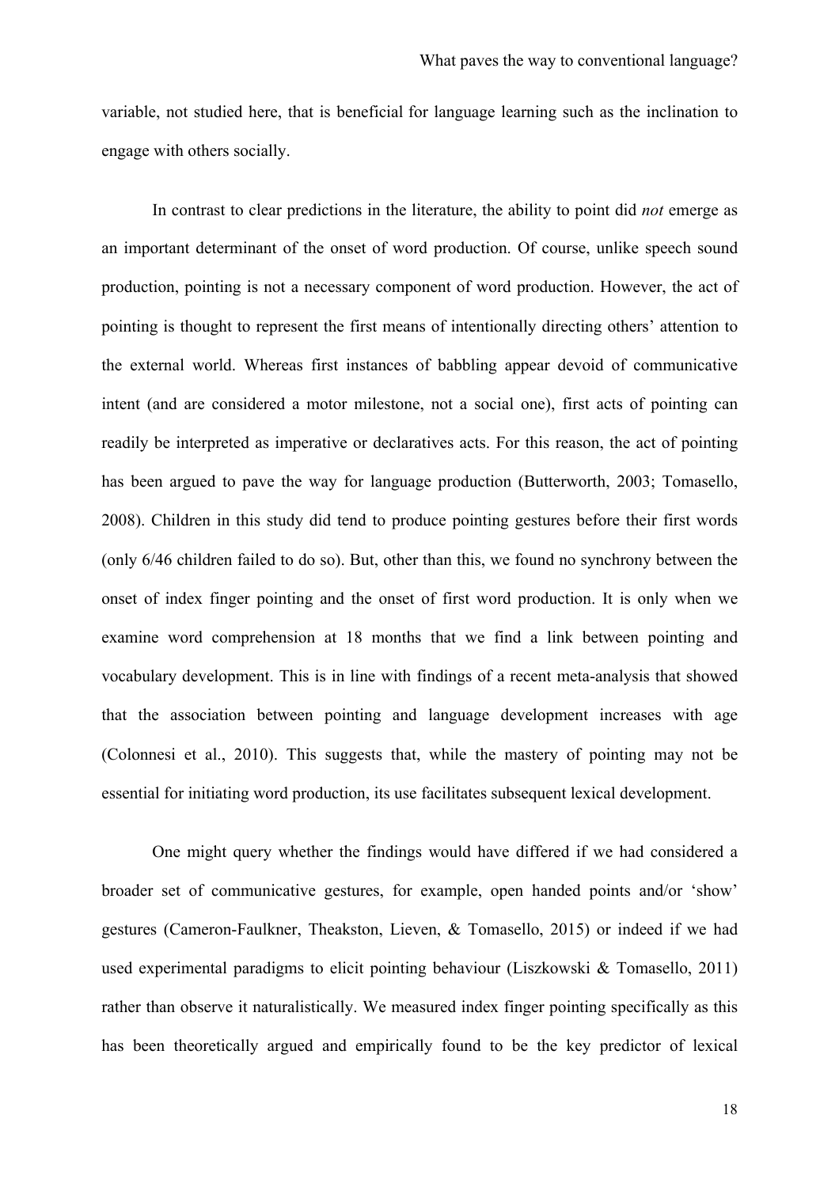variable, not studied here, that is beneficial for language learning such as the inclination to engage with others socially.

In contrast to clear predictions in the literature, the ability to point did *not* emerge as an important determinant of the onset of word production. Of course, unlike speech sound production, pointing is not a necessary component of word production. However, the act of pointing is thought to represent the first means of intentionally directing others' attention to the external world. Whereas first instances of babbling appear devoid of communicative intent (and are considered a motor milestone, not a social one), first acts of pointing can readily be interpreted as imperative or declaratives acts. For this reason, the act of pointing has been argued to pave the way for language production (Butterworth, 2003; Tomasello, 2008). Children in this study did tend to produce pointing gestures before their first words (only 6/46 children failed to do so). But, other than this, we found no synchrony between the onset of index finger pointing and the onset of first word production. It is only when we examine word comprehension at 18 months that we find a link between pointing and vocabulary development. This is in line with findings of a recent meta-analysis that showed that the association between pointing and language development increases with age (Colonnesi et al., 2010). This suggests that, while the mastery of pointing may not be essential for initiating word production, its use facilitates subsequent lexical development.

One might query whether the findings would have differed if we had considered a broader set of communicative gestures, for example, open handed points and/or 'show' gestures (Cameron-Faulkner, Theakston, Lieven, & Tomasello, 2015) or indeed if we had used experimental paradigms to elicit pointing behaviour (Liszkowski & Tomasello, 2011) rather than observe it naturalistically. We measured index finger pointing specifically as this has been theoretically argued and empirically found to be the key predictor of lexical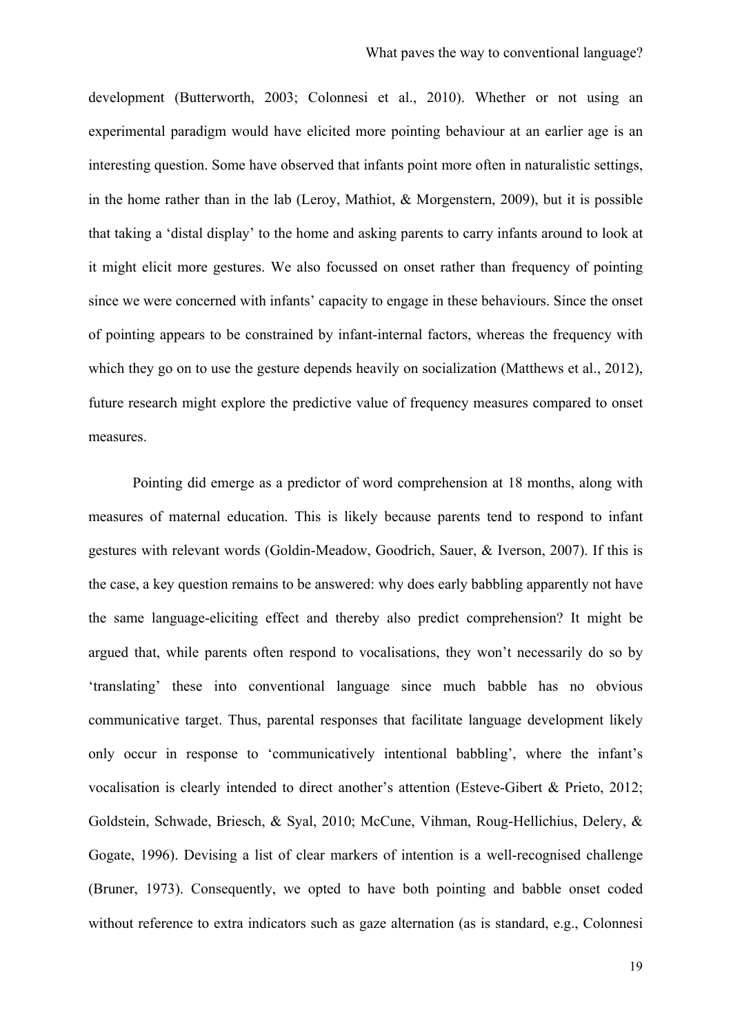development (Butterworth, 2003; Colonnesi et al., 2010). Whether or not using an experimental paradigm would have elicited more pointing behaviour at an earlier age is an interesting question. Some have observed that infants point more often in naturalistic settings, in the home rather than in the lab (Leroy, Mathiot, & Morgenstern, 2009), but it is possible that taking a 'distal display' to the home and asking parents to carry infants around to look at it might elicit more gestures. We also focussed on onset rather than frequency of pointing since we were concerned with infants' capacity to engage in these behaviours. Since the onset of pointing appears to be constrained by infant-internal factors, whereas the frequency with which they go on to use the gesture depends heavily on socialization (Matthews et al., 2012), future research might explore the predictive value of frequency measures compared to onset measures.

Pointing did emerge as a predictor of word comprehension at 18 months, along with measures of maternal education. This is likely because parents tend to respond to infant gestures with relevant words (Goldin-Meadow, Goodrich, Sauer, & Iverson, 2007). If this is the case, a key question remains to be answered: why does early babbling apparently not have the same language-eliciting effect and thereby also predict comprehension? It might be argued that, while parents often respond to vocalisations, they won't necessarily do so by 'translating' these into conventional language since much babble has no obvious communicative target. Thus, parental responses that facilitate language development likely only occur in response to 'communicatively intentional babbling', where the infant's vocalisation is clearly intended to direct another's attention (Esteve-Gibert & Prieto, 2012; Goldstein, Schwade, Briesch, & Syal, 2010; McCune, Vihman, Roug-Hellichius, Delery, & Gogate, 1996). Devising a list of clear markers of intention is a well-recognised challenge (Bruner, 1973). Consequently, we opted to have both pointing and babble onset coded without reference to extra indicators such as gaze alternation (as is standard, e.g., Colonnesi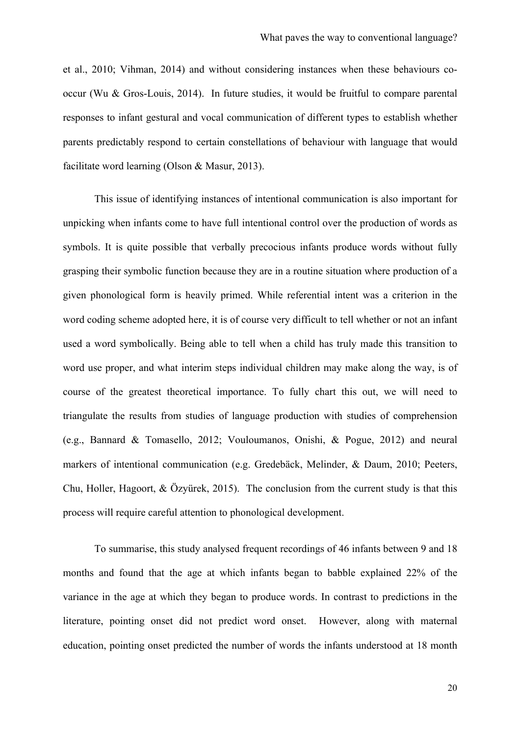et al., 2010; Vihman, 2014) and without considering instances when these behaviours co-occur (Wu & Gros-Louis, 2014). In future studies, it would be fruitful to compare parental responses to infant gestural and vocal communication of different types to establish whether parents predictably respond to certain constellations of behaviour with language that would facilitate word learning (Olson & Masur, 2013).

This issue of identifying instances of intentional communication is also important for unpicking when infants come to have full intentional control over the production of words as symbols. It is quite possible that verbally precocious infants produce words without fully grasping their symbolic function because they are in a routine situation where production of a given phonological form is heavily primed. While referential intent was a criterion in the word coding scheme adopted here, it is of course very difficult to tell whether or not an infant used a word symbolically. Being able to tell when a child has truly made this transition to word use proper, and what interim steps individual children may make along the way, is of course of the greatest theoretical importance. To fully chart this out, we will need to triangulate the results from studies of language production with studies of comprehension (e.g., Bannard & Tomasello, 2012; Vouloumanos, Onishi, & Pogue, 2012) and neural markers of intentional communication (e.g. Gredebäck, Melinder, & Daum, 2010; Peeters, Chu, Holler, Hagoort, & Özyürek, 2015). The conclusion from the current study is that this process will require careful attention to phonological development.

To summarise, this study analysed frequent recordings of 46 infants between 9 and 18 months and found that the age at which infants began to babble explained 22% of the variance in the age at which they began to produce words. In contrast to predictions in the literature, pointing onset did not predict word onset. However, along with maternal education, pointing onset predicted the number of words the infants understood at 18 month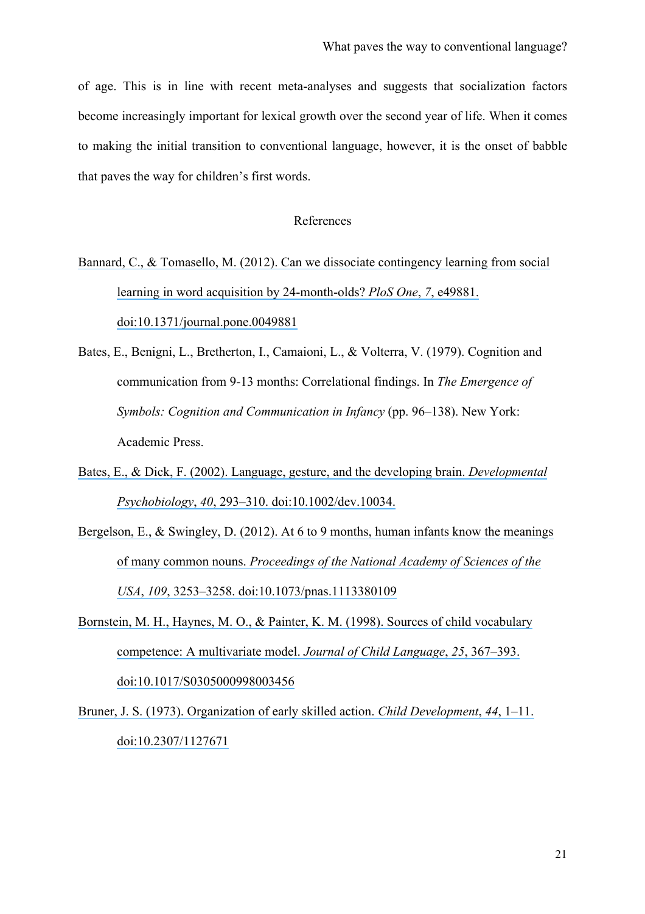of age. This is in line with recent meta-analyses and suggests that socialization factors become increasingly important for lexical growth over the second year of life. When it comes to making the initial transition to conventional language, however, it is the onset of babble that paves the way for children's first words.

## References

Bannard, C., & Tomasello, M. (2012). Can we dissociate contingency learning from social learning in word acquisition by 24-month-olds? *PloS One*, *7*, e49881. doi:10.1371/journal.pone.0049881

Bates, E., Benigni, L., Bretherton, I., Camaioni, L., & Volterra, V. (1979). Cognition and communication from 9-13 months: Correlational findings. In *The Emergence of Symbols: Cognition and Communication in Infancy* (pp. 96–138). New York: Academic Press.

Bates, E., & Dick, F. (2002). Language, gesture, and the developing brain. *Developmental Psychobiology*, *40*, 293–310. doi:10.1002/dev.10034.

Bergelson, E., & Swingley, D. (2012). At 6 to 9 months, human infants know the meanings of many common nouns. *Proceedings of the National Academy of Sciences of the USA*, *109*, 3253–3258. doi:10.1073/pnas.1113380109

Bornstein, M. H., Haynes, M. O., & Painter, K. M. (1998). Sources of child vocabulary competence: A multivariate model. *Journal of Child Language*, *25*, 367–393. doi:10.1017/S0305000998003456

Bruner, J. S. (1973). Organization of early skilled action. *Child Development*, *44*, 1–11. doi:10.2307/1127671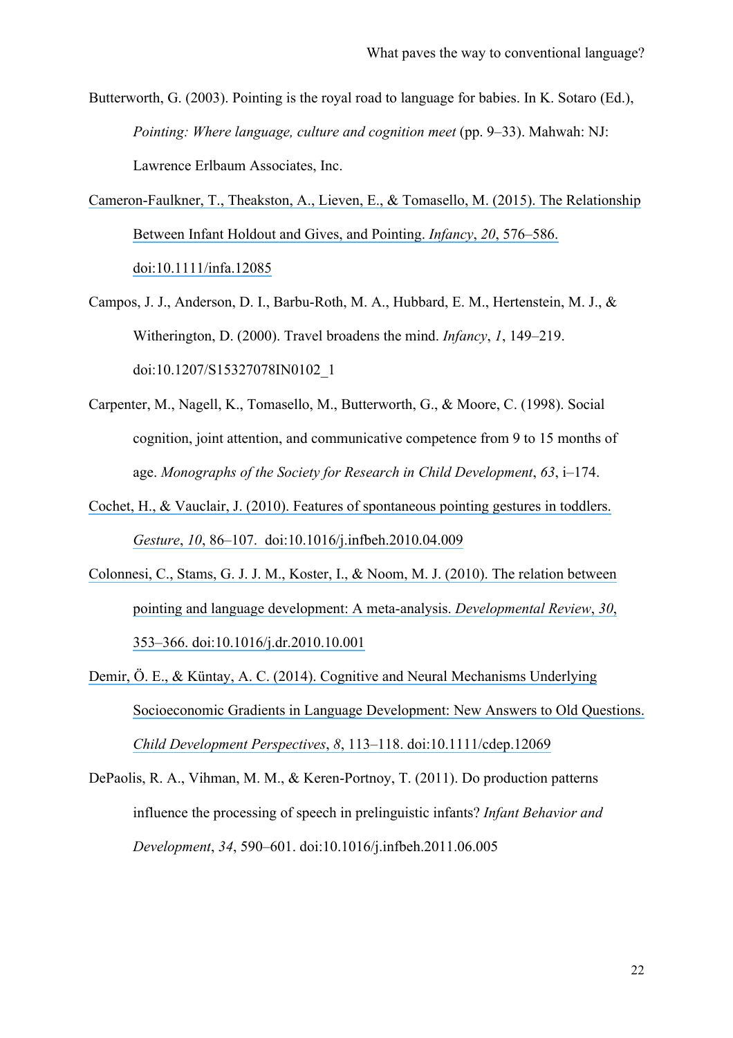Butterworth, G. (2003). Pointing is the royal road to language for babies. In K. Sotaro (Ed.), *Pointing: Where language, culture and cognition meet* (pp. 9–33). Mahwah: NJ: Lawrence Erlbaum Associates, Inc.

Cameron-Faulkner, T., Theakston, A., Lieven, E., & Tomasello, M. (2015). The Relationship Between Infant Holdout and Gives, and Pointing. *Infancy*, *20*, 576–586. doi:10.1111/infa.12085

Campos, J. J., Anderson, D. I., Barbu-Roth, M. A., Hubbard, E. M., Hertenstein, M. J., & Witherington, D. (2000). Travel broadens the mind. *Infancy*, *1*, 149–219. doi:10.1207/S15327078IN0102_1

Carpenter, M., Nagell, K., Tomasello, M., Butterworth, G., & Moore, C. (1998). Social cognition, joint attention, and communicative competence from 9 to 15 months of age. *Monographs of the Society for Research in Child Development*, *63*, i–174.

Cochet, H., & Vauclair, J. (2010). Features of spontaneous pointing gestures in toddlers. *Gesture*, *10*, 86–107. doi:10.1016/j.infbeh.2010.04.009

Colonnesi, C., Stams, G. J. J. M., Koster, I., & Noom, M. J. (2010). The relation between pointing and language development: A meta-analysis. *Developmental Review*, *30*, 353–366. doi:10.1016/j.dr.2010.10.001

Demir, Ö. E., & Küntay, A. C. (2014). Cognitive and Neural Mechanisms Underlying Socioeconomic Gradients in Language Development: New Answers to Old Questions. *Child Development Perspectives*, *8*, 113–118. doi:10.1111/cdep.12069

DePaolis, R. A., Vihman, M. M., & Keren-Portnoy, T. (2011). Do production patterns influence the processing of speech in prelinguistic infants? *Infant Behavior and Development*, *34*, 590–601. doi:10.1016/j.infbeh.2011.06.005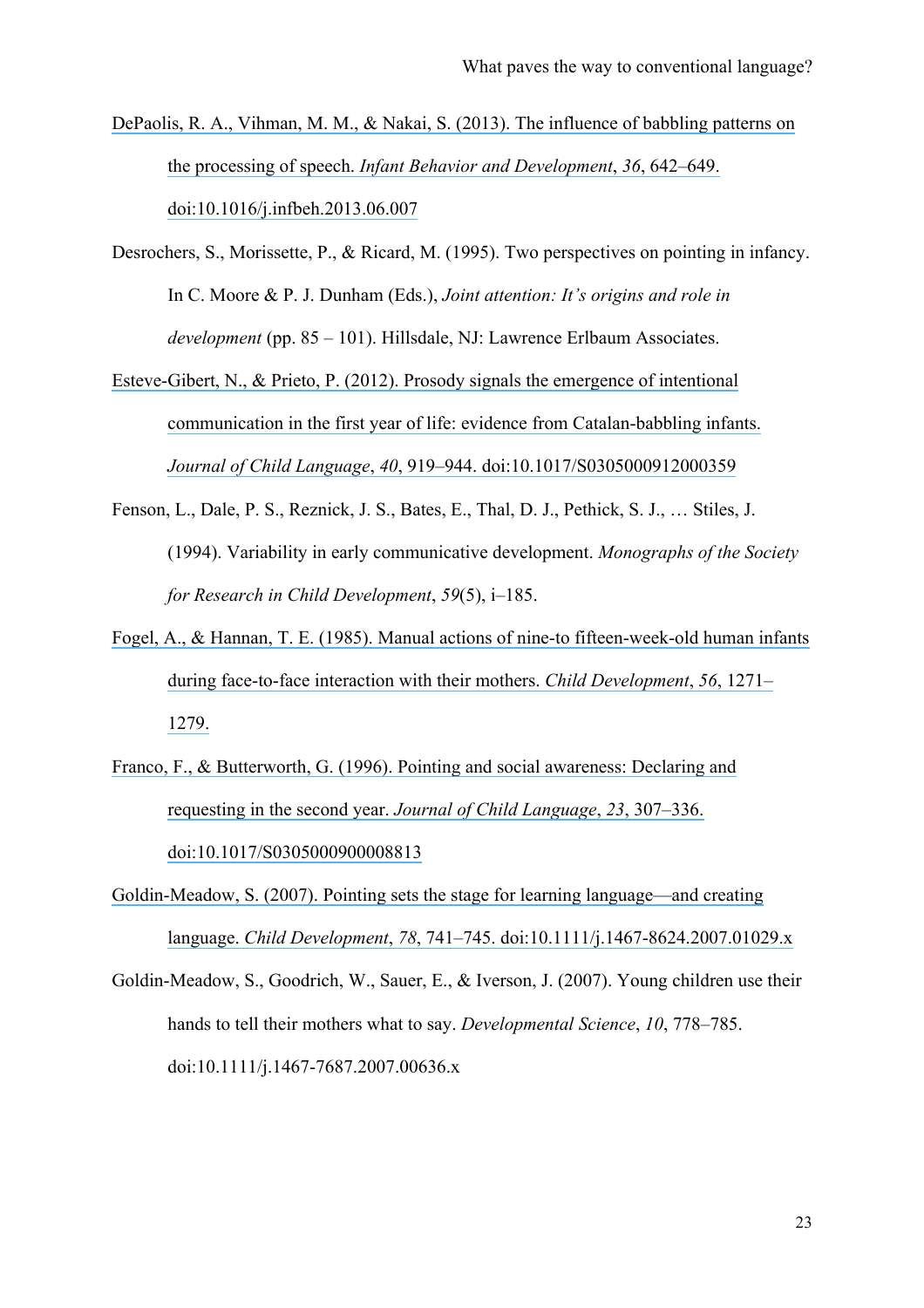DePaolis, R. A., Vihman, M. M., & Nakai, S. (2013). The influence of babbling patterns on the processing of speech. *Infant Behavior and Development*, *36*, 642–649. doi:10.1016/j.infbeh.2013.06.007

Desrochers, S., Morissette, P., & Ricard, M. (1995). Two perspectives on pointing in infancy. In C. Moore & P. J. Dunham (Eds.), *Joint attention: It's origins and role in development* (pp. 85 – 101). Hillsdale, NJ: Lawrence Erlbaum Associates.

Esteve-Gibert, N., & Prieto, P. (2012). Prosody signals the emergence of intentional communication in the first year of life: evidence from Catalan-babbling infants. *Journal of Child Language*, *40*, 919–944. doi:10.1017/S0305000912000359

Fenson, L., Dale, P. S., Reznick, J. S., Bates, E., Thal, D. J., Pethick, S. J., … Stiles, J. (1994). Variability in early communicative development. *Monographs of the Society for Research in Child Development*, *59*(5), i–185.

Fogel, A., & Hannan, T. E. (1985). Manual actions of nine-to fifteen-week-old human infants during face-to-face interaction with their mothers. *Child Development*, *56*, 1271–1279.

Franco, F., & Butterworth, G. (1996). Pointing and social awareness: Declaring and requesting in the second year. *Journal of Child Language*, *23*, 307–336. doi:10.1017/S0305000900008813

Goldin-Meadow, S. (2007). Pointing sets the stage for learning language—and creating language. *Child Development*, *78*, 741–745. doi:10.1111/j.1467-8624.2007.01029.x

Goldin-Meadow, S., Goodrich, W., Sauer, E., & Iverson, J. (2007). Young children use their hands to tell their mothers what to say. *Developmental Science*, *10*, 778–785. doi:10.1111/j.1467-7687.2007.00636.x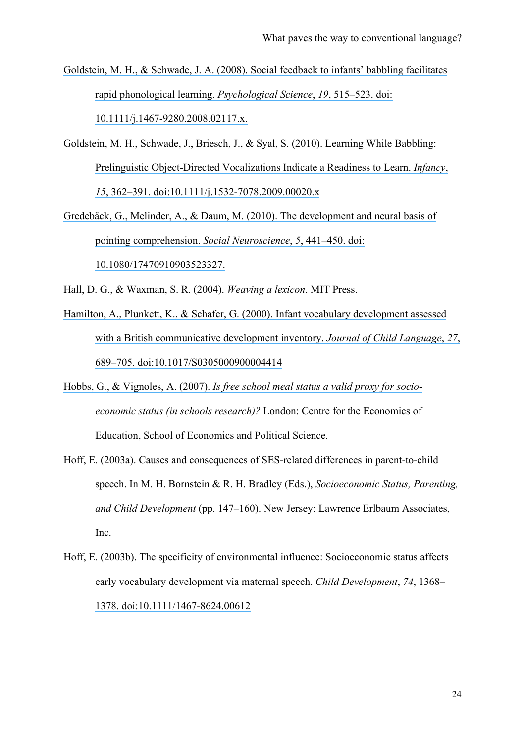Goldstein, M. H., & Schwade, J. A. (2008). Social feedback to infants' babbling facilitates rapid phonological learning. *Psychological Science*, *19*, 515–523. doi: 10.1111/j.1467-9280.2008.02117.x.

Goldstein, M. H., Schwade, J., Briesch, J., & Syal, S. (2010). Learning While Babbling: Prelinguistic Object-Directed Vocalizations Indicate a Readiness to Learn. *Infancy*, *15*, 362–391. doi:10.1111/j.1532-7078.2009.00020.x

Gredebäck, G., Melinder, A., & Daum, M. (2010). The development and neural basis of pointing comprehension. *Social Neuroscience*, *5*, 441–450. doi: 10.1080/17470910903523327.

Hall, D. G., & Waxman, S. R. (2004). *Weaving a lexicon*. MIT Press.

Hamilton, A., Plunkett, K., & Schafer, G. (2000). Infant vocabulary development assessed with a British communicative development inventory. *Journal of Child Language*, *27*, 689–705. doi:10.1017/S0305000900004414

Hobbs, G., & Vignoles, A. (2007). *Is free school meal status a valid proxy for socio-economic status (in schools research)?* London: Centre for the Economics of Education, School of Economics and Political Science.

Hoff, E. (2003a). Causes and consequences of SES-related differences in parent-to-child speech. In M. H. Bornstein & R. H. Bradley (Eds.), *Socioeconomic Status, Parenting, and Child Development* (pp. 147–160). New Jersey: Lawrence Erlbaum Associates, Inc.

Hoff, E. (2003b). The specificity of environmental influence: Socioeconomic status affects early vocabulary development via maternal speech. *Child Development*, *74*, 1368–1378. doi:10.1111/1467-8624.00612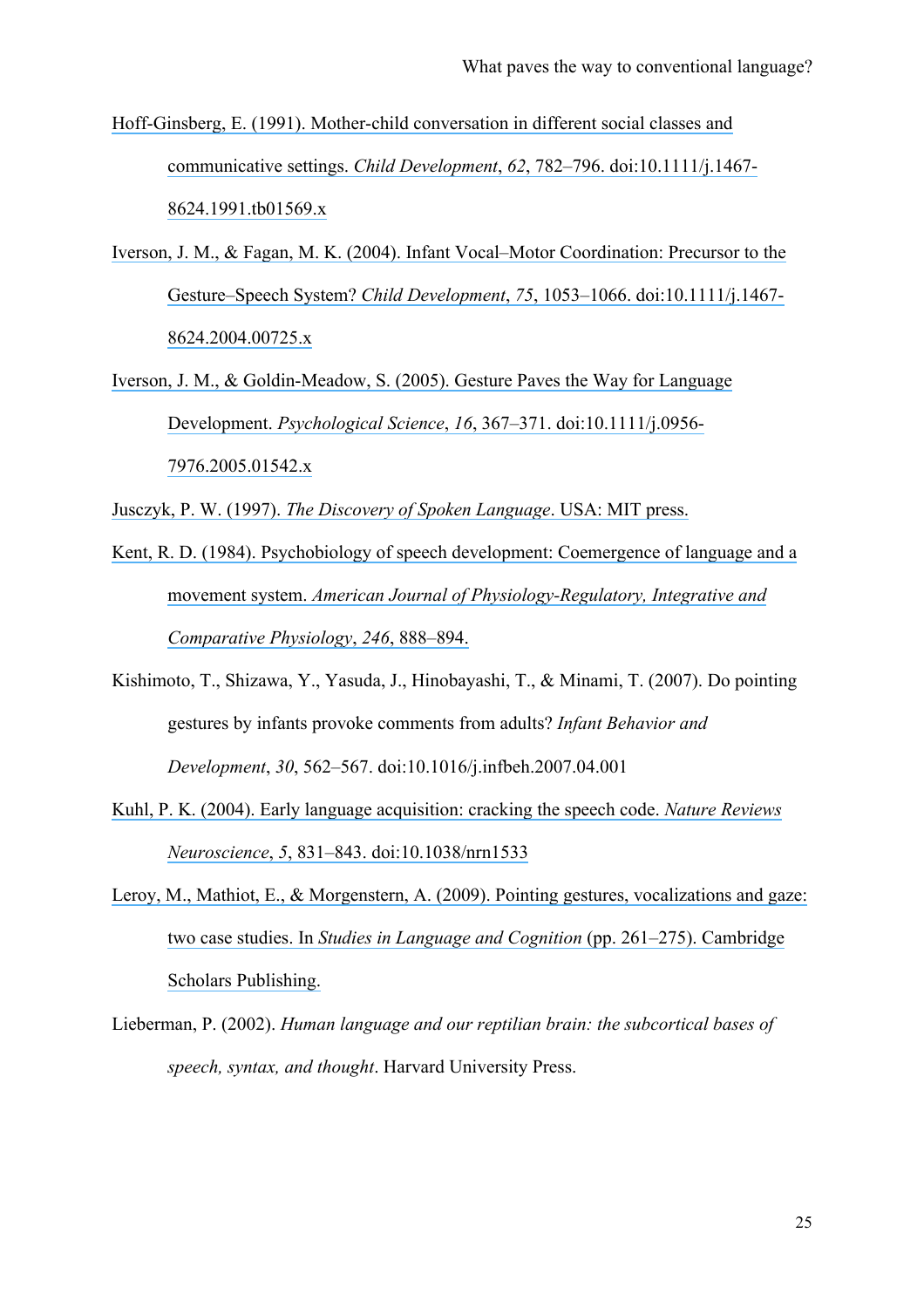Hoff-Ginsberg, E. (1991). Mother-child conversation in different social classes and communicative settings. *Child Development*, *62*, 782–796. doi:10.1111/j.1467-8624.1991.tb01569.x

Iverson, J. M., & Fagan, M. K. (2004). Infant Vocal–Motor Coordination: Precursor to the Gesture–Speech System? *Child Development*, *75*, 1053–1066. doi:10.1111/j.1467-8624.2004.00725.x

Iverson, J. M., & Goldin-Meadow, S. (2005). Gesture Paves the Way for Language Development. *Psychological Science*, *16*, 367–371. doi:10.1111/j.0956-7976.2005.01542.x

Jusczyk, P. W. (1997). *The Discovery of Spoken Language*. USA: MIT press.

Kent, R. D. (1984). Psychobiology of speech development: Coemergence of language and a movement system. *American Journal of Physiology-Regulatory, Integrative and Comparative Physiology*, *246*, 888–894.

Kishimoto, T., Shizawa, Y., Yasuda, J., Hinobayashi, T., & Minami, T. (2007). Do pointing gestures by infants provoke comments from adults? *Infant Behavior and Development*, *30*, 562–567. doi:10.1016/j.infbeh.2007.04.001

Kuhl, P. K. (2004). Early language acquisition: cracking the speech code. *Nature Reviews Neuroscience*, *5*, 831–843. doi:10.1038/nrn1533

Leroy, M., Mathiot, E., & Morgenstern, A. (2009). Pointing gestures, vocalizations and gaze: two case studies. In *Studies in Language and Cognition* (pp. 261–275). Cambridge Scholars Publishing.

Lieberman, P. (2002). *Human language and our reptilian brain: the subcortical bases of speech, syntax, and thought*. Harvard University Press.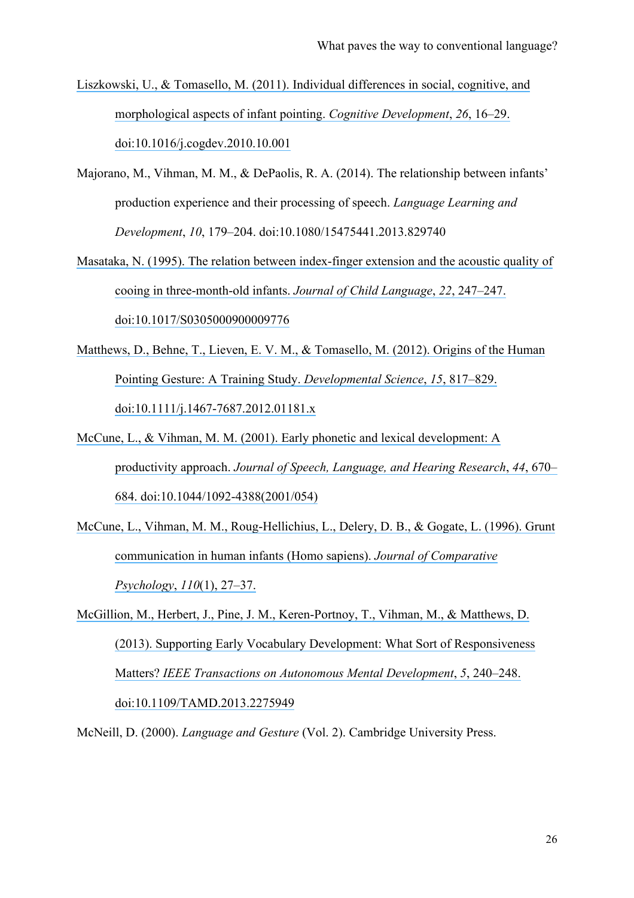Liszkowski, U., & Tomasello, M. (2011). Individual differences in social, cognitive, and morphological aspects of infant pointing. *Cognitive Development*, *26*, 16–29. doi:10.1016/j.cogdev.2010.10.001

Majorano, M., Vihman, M. M., & DePaolis, R. A. (2014). The relationship between infants' production experience and their processing of speech. *Language Learning and Development*, *10*, 179–204. doi:10.1080/15475441.2013.829740

Masataka, N. (1995). The relation between index-finger extension and the acoustic quality of cooing in three-month-old infants. *Journal of Child Language*, *22*, 247–247. doi:10.1017/S0305000900009776

Matthews, D., Behne, T., Lieven, E. V. M., & Tomasello, M. (2012). Origins of the Human Pointing Gesture: A Training Study. *Developmental Science*, *15*, 817–829. doi:10.1111/j.1467-7687.2012.01181.x

McCune, L., & Vihman, M. M. (2001). Early phonetic and lexical development: A productivity approach. *Journal of Speech, Language, and Hearing Research*, *44*, 670–684. doi:10.1044/1092-4388(2001/054)

McCune, L., Vihman, M. M., Roug-Hellichius, L., Delery, D. B., & Gogate, L. (1996). Grunt communication in human infants (Homo sapiens). *Journal of Comparative Psychology*, *110*(1), 27–37.

McGillion, M., Herbert, J., Pine, J. M., Keren-Portnoy, T., Vihman, M., & Matthews, D. (2013). Supporting Early Vocabulary Development: What Sort of Responsiveness Matters? *IEEE Transactions on Autonomous Mental Development*, *5*, 240–248. doi:10.1109/TAMD.2013.2275949

McNeill, D. (2000). *Language and Gesture* (Vol. 2). Cambridge University Press.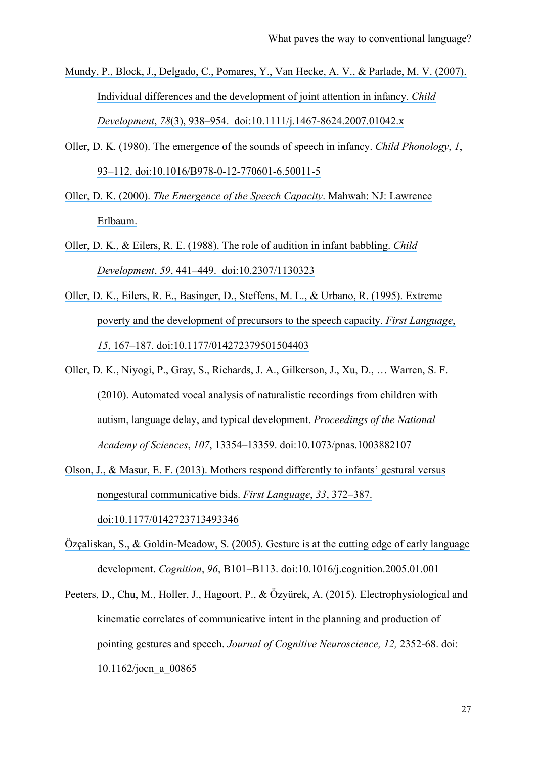Mundy, P., Block, J., Delgado, C., Pomares, Y., Van Hecke, A. V., & Parlade, M. V. (2007). Individual differences and the development of joint attention in infancy. *Child Development*, *78*(3), 938–954. doi:10.1111/j.1467-8624.2007.01042.x

Oller, D. K. (1980). The emergence of the sounds of speech in infancy. *Child Phonology*, *1*, 93–112. doi:10.1016/B978-0-12-770601-6.50011-5

Oller, D. K. (2000). *The Emergence of the Speech Capacity*. Mahwah: NJ: Lawrence Erlbaum.

Oller, D. K., & Eilers, R. E. (1988). The role of audition in infant babbling. *Child Development*, *59*, 441–449. doi:10.2307/1130323

Oller, D. K., Eilers, R. E., Basinger, D., Steffens, M. L., & Urbano, R. (1995). Extreme poverty and the development of precursors to the speech capacity. *First Language*, *15*, 167–187. doi:10.1177/014272379501504403

Oller, D. K., Niyogi, P., Gray, S., Richards, J. A., Gilkerson, J., Xu, D., … Warren, S. F. (2010). Automated vocal analysis of naturalistic recordings from children with autism, language delay, and typical development. *Proceedings of the National Academy of Sciences*, *107*, 13354–13359. doi:10.1073/pnas.1003882107

Olson, J., & Masur, E. F. (2013). Mothers respond differently to infants' gestural versus nongestural communicative bids. *First Language*, *33*, 372–387. doi:10.1177/0142723713493346

Özçaliskan, S., & Goldin-Meadow, S. (2005). Gesture is at the cutting edge of early language development. *Cognition*, *96*, B101–B113. doi:10.1016/j.cognition.2005.01.001

Peeters, D., Chu, M., Holler, J., Hagoort, P., & Özyürek, A. (2015). Electrophysiological and kinematic correlates of communicative intent in the planning and production of pointing gestures and speech. *Journal of Cognitive Neuroscience, 12,* 2352-68. doi: 10.1162/jocn_a_00865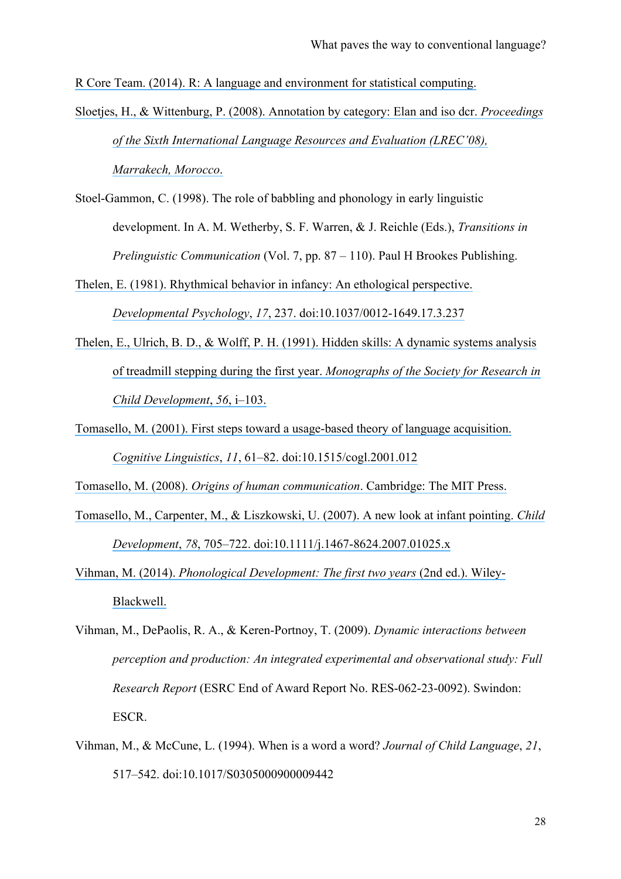R Core Team. (2014). R: A language and environment for statistical computing.

Sloetjes, H., & Wittenburg, P. (2008). Annotation by category: Elan and iso dcr. *Proceedings of the Sixth International Language Resources and Evaluation (LREC'08), Marrakech, Morocco*.

Stoel-Gammon, C. (1998). The role of babbling and phonology in early linguistic development. In A. M. Wetherby, S. F. Warren, & J. Reichle (Eds.), *Transitions in Prelinguistic Communication* (Vol. 7, pp. 87 – 110). Paul H Brookes Publishing.

Thelen, E. (1981). Rhythmical behavior in infancy: An ethological perspective. *Developmental Psychology*, *17*, 237. doi:10.1037/0012-1649.17.3.237

Thelen, E., Ulrich, B. D., & Wolff, P. H. (1991). Hidden skills: A dynamic systems analysis of treadmill stepping during the first year. *Monographs of the Society for Research in Child Development*, *56*, i–103.

Tomasello, M. (2001). First steps toward a usage-based theory of language acquisition. *Cognitive Linguistics*, *11*, 61–82. doi:10.1515/cogl.2001.012

Tomasello, M. (2008). *Origins of human communication*. Cambridge: The MIT Press.

Tomasello, M., Carpenter, M., & Liszkowski, U. (2007). A new look at infant pointing. *Child Development*, *78*, 705–722. doi:10.1111/j.1467-8624.2007.01025.x

Vihman, M. (2014). *Phonological Development: The first two years* (2nd ed.). Wiley-Blackwell.

Vihman, M., DePaolis, R. A., & Keren-Portnoy, T. (2009). *Dynamic interactions between perception and production: An integrated experimental and observational study: Full Research Report* (ESRC End of Award Report No. RES-062-23-0092). Swindon: ESCR.

Vihman, M., & McCune, L. (1994). When is a word a word? *Journal of Child Language*, *21*, 517–542. doi:10.1017/S0305000900009442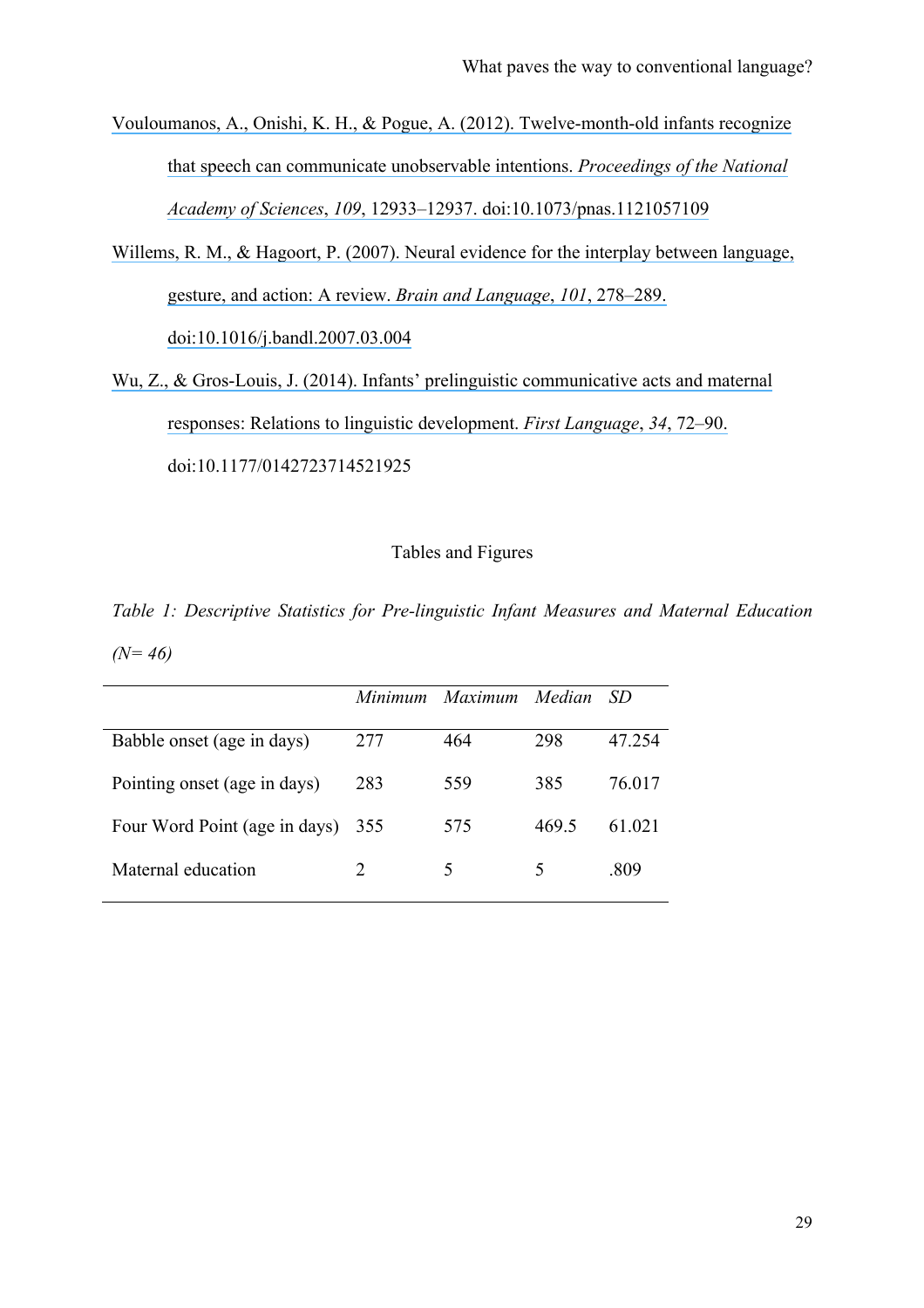Vouloumanos, A., Onishi, K. H., & Pogue, A. (2012). Twelve-month-old infants recognize that speech can communicate unobservable intentions. *Proceedings of the National Academy of Sciences*, *109*, 12933–12937. doi:10.1073/pnas.1121057109

Willems, R. M., & Hagoort, P. (2007). Neural evidence for the interplay between language, gesture, and action: A review. *Brain and Language*, *101*, 278–289. doi:10.1016/j.bandl.2007.03.004

Wu, Z., & Gros-Louis, J. (2014). Infants' prelinguistic communicative acts and maternal responses: Relations to linguistic development. *First Language*, *34*, 72–90. doi:10.1177/0142723714521925

## Tables and Figures

*Table 1: Descriptive Statistics for Pre-linguistic Infant Measures and Maternal Education (N= 46)*

| | *Minimum* | *Maximum* | *Median* | *SD* |
|---|---|---|---|---|
| Babble onset (age in days) | 277 | 464 | 298 | 47.254 |
| Pointing onset (age in days) | 283 | 559 | 385 | 76.017 |
| Four Word Point (age in days) | 355 | 575 | 469.5 | 61.021 |
| Maternal education | 2 | 5 | 5 | .809 |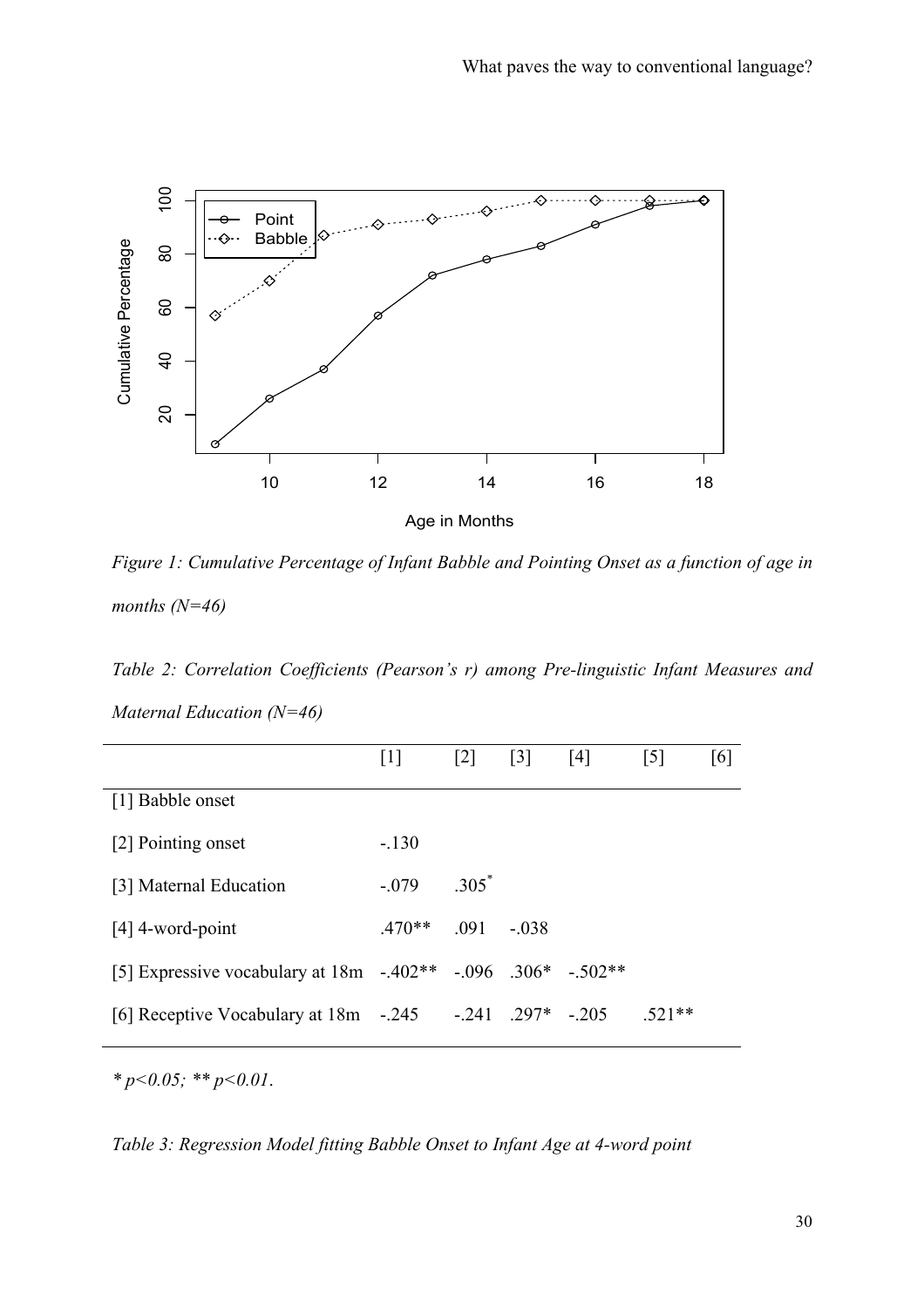*Figure 1: Cumulative Percentage of Infant Babble and Pointing Onset as a function of age in months (N=46)*

*Table 2: Correlation Coefficients (Pearson's r) among Pre-linguistic Infant Measures and Maternal Education (N=46)*

| | [1] | [2] | [3] | [4] | [5] | [6] |
|---|---|---|---|---|---|---|
| [1] Babble onset | | | | | | |
| [2] Pointing onset | -.130 | | | | | |
| [3] Maternal Education | -.079 | .305* | | | | |
| [4] 4-word-point | .470** | .091 | -.038 | | | |
| [5] Expressive vocabulary at 18m | -.402** | -.096 | .306* | -.502** | | |
| [6] Receptive Vocabulary at 18m | -.245 | -.241 | .297* | -.205 | .521** | |

*\* $p<0.05$; \*\* $p<0.01$.*

*Table 3: Regression Model fitting Babble Onset to Infant Age at 4-word point*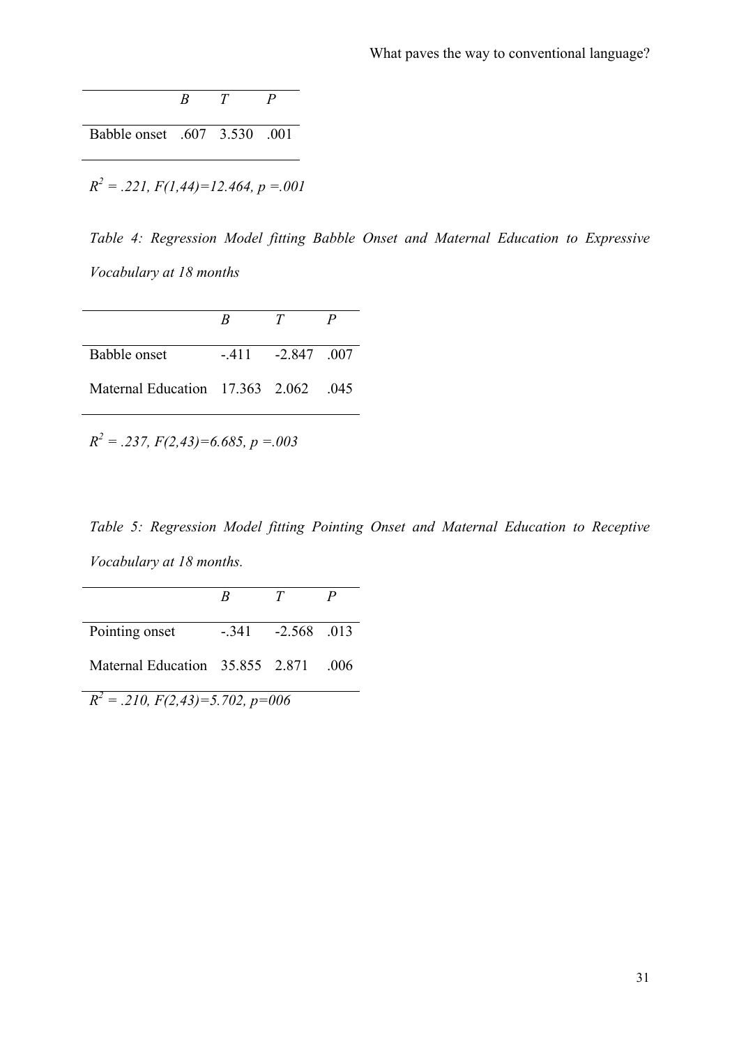| | *B* | *T* | *P* |
|---|---|---|---|
| Babble onset | .607 | 3.530 | .001 |

*$R^2$ = .221, F(1,44)=12.464, p =.001*

*Table 4: Regression Model fitting Babble Onset and Maternal Education to Expressive Vocabulary at 18 months*

| | *B* | *T* | *P* |
|---|---|---|---|
| Babble onset | -.411 | -2.847 | .007 |
| Maternal Education | 17.363 | 2.062 | .045 |

*$R^2$ = .237, F(2,43)=6.685, p =.003*

*Table 5: Regression Model fitting Pointing Onset and Maternal Education to Receptive Vocabulary at 18 months.*

| | *B* | *T* | *P* |
|---|---|---|---|
| Pointing onset | -.341 | -2.568 | .013 |
| Maternal Education | 35.855 | 2.871 | .006 |

*$R^2$ = .210, F(2,43)=5.702, p=006*